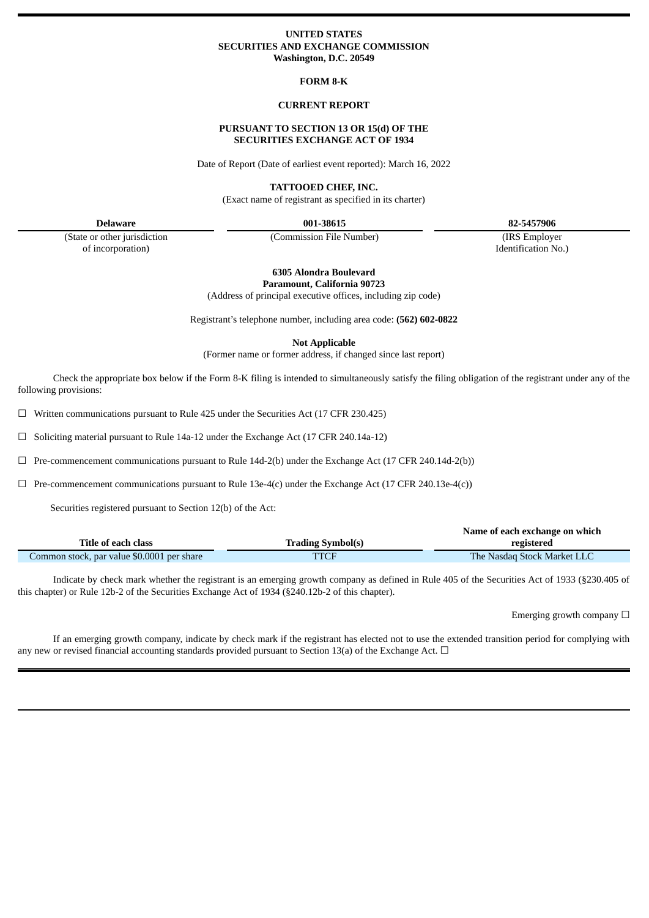**UNITED STATES**
**SECURITIES AND EXCHANGE COMMISSION**
**Washington, D.C. 20549**

**FORM 8-K**

**CURRENT REPORT**

**PURSUANT TO SECTION 13 OR 15(d) OF THE**
**SECURITIES EXCHANGE ACT OF 1934**

Date of Report (Date of earliest event reported): March 16, 2022

**TATTOOED CHEF, INC.**
(Exact name of registrant as specified in its charter)

| **Delaware** | **001-38615** | **82-5457906** |
|---|---|---|
| (State or other jurisdiction of incorporation) | (Commission File Number) | (IRS Employer Identification No.) |

**6305 Alondra Boulevard**
**Paramount, California 90723**
(Address of principal executive offices, including zip code)

Registrant's telephone number, including area code: **(562) 602-0822**

**Not Applicable**
(Former name or former address, if changed since last report)

Check the appropriate box below if the Form 8-K filing is intended to simultaneously satisfy the filing obligation of the registrant under any of the following provisions:

☐ Written communications pursuant to Rule 425 under the Securities Act (17 CFR 230.425)

☐ Soliciting material pursuant to Rule 14a-12 under the Exchange Act (17 CFR 240.14a-12)

☐ Pre-commencement communications pursuant to Rule 14d-2(b) under the Exchange Act (17 CFR 240.14d-2(b))

☐ Pre-commencement communications pursuant to Rule 13e-4(c) under the Exchange Act (17 CFR 240.13e-4(c))

Securities registered pursuant to Section 12(b) of the Act:

| Title of each class | Trading Symbol(s) | Name of each exchange on which registered |
|---|---|---|
| Common stock, par value $0.0001 per share | TTCF | The Nasdaq Stock Market LLC |

Indicate by check mark whether the registrant is an emerging growth company as defined in Rule 405 of the Securities Act of 1933 (§230.405 of this chapter) or Rule 12b-2 of the Securities Exchange Act of 1934 (§240.12b-2 of this chapter).

Emerging growth company ☐

If an emerging growth company, indicate by check mark if the registrant has elected not to use the extended transition period for complying with any new or revised financial accounting standards provided pursuant to Section 13(a) of the Exchange Act. ☐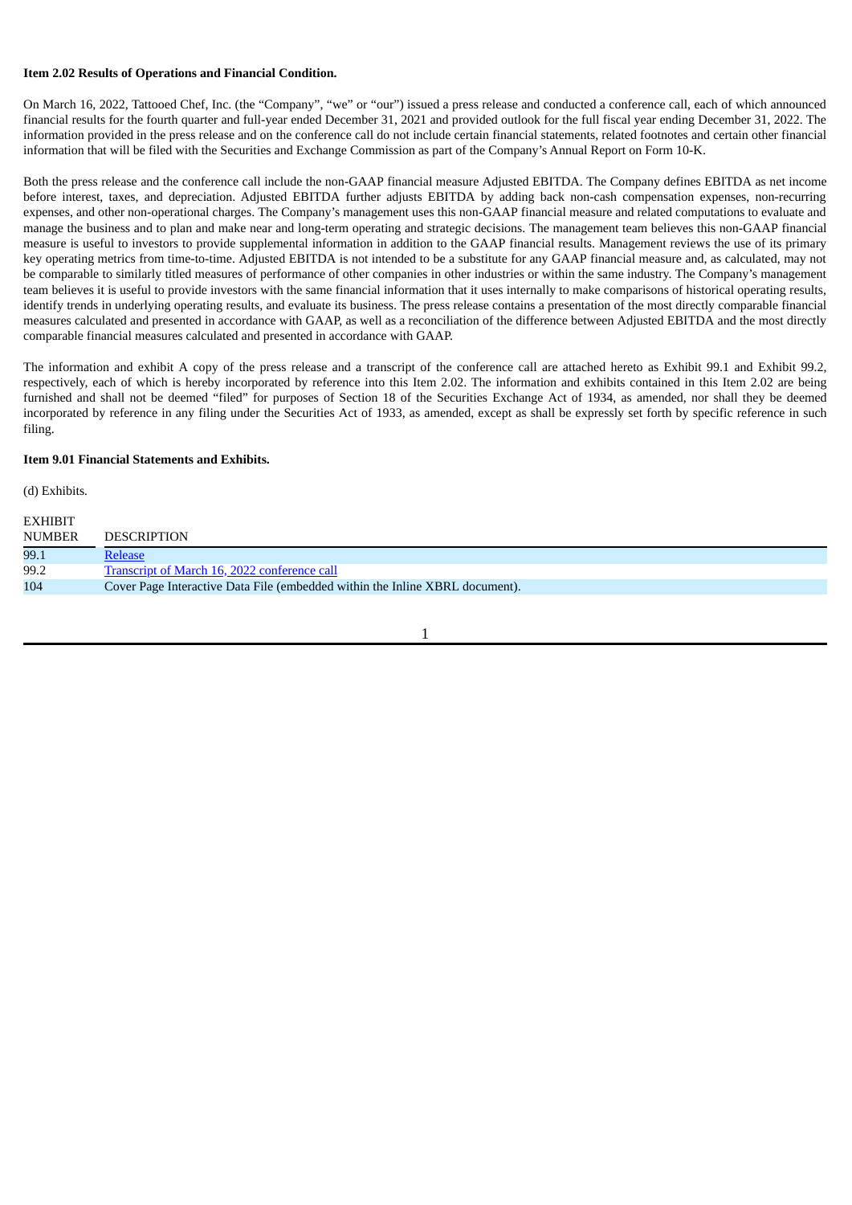**Item 2.02 Results of Operations and Financial Condition.**

On March 16, 2022, Tattooed Chef, Inc. (the "Company", "we" or "our") issued a press release and conducted a conference call, each of which announced financial results for the fourth quarter and full-year ended December 31, 2021 and provided outlook for the full fiscal year ending December 31, 2022. The information provided in the press release and on the conference call do not include certain financial statements, related footnotes and certain other financial information that will be filed with the Securities and Exchange Commission as part of the Company's Annual Report on Form 10-K.

Both the press release and the conference call include the non-GAAP financial measure Adjusted EBITDA. The Company defines EBITDA as net income before interest, taxes, and depreciation. Adjusted EBITDA further adjusts EBITDA by adding back non-cash compensation expenses, non-recurring expenses, and other non-operational charges. The Company's management uses this non-GAAP financial measure and related computations to evaluate and manage the business and to plan and make near and long-term operating and strategic decisions. The management team believes this non-GAAP financial measure is useful to investors to provide supplemental information in addition to the GAAP financial results. Management reviews the use of its primary key operating metrics from time-to-time. Adjusted EBITDA is not intended to be a substitute for any GAAP financial measure and, as calculated, may not be comparable to similarly titled measures of performance of other companies in other industries or within the same industry. The Company's management team believes it is useful to provide investors with the same financial information that it uses internally to make comparisons of historical operating results, identify trends in underlying operating results, and evaluate its business. The press release contains a presentation of the most directly comparable financial measures calculated and presented in accordance with GAAP, as well as a reconciliation of the difference between Adjusted EBITDA and the most directly comparable financial measures calculated and presented in accordance with GAAP.

The information and exhibit A copy of the press release and a transcript of the conference call are attached hereto as Exhibit 99.1 and Exhibit 99.2, respectively, each of which is hereby incorporated by reference into this Item 2.02. The information and exhibits contained in this Item 2.02 are being furnished and shall not be deemed "filed" for purposes of Section 18 of the Securities Exchange Act of 1934, as amended, nor shall they be deemed incorporated by reference in any filing under the Securities Act of 1933, as amended, except as shall be expressly set forth by specific reference in such filing.

**Item 9.01 Financial Statements and Exhibits.**

(d) Exhibits.

| EXHIBIT NUMBER | DESCRIPTION |
|---|---|
| 99.1 | Release |
| 99.2 | Transcript of March 16, 2022 conference call |
| 104 | Cover Page Interactive Data File (embedded within the Inline XBRL document). |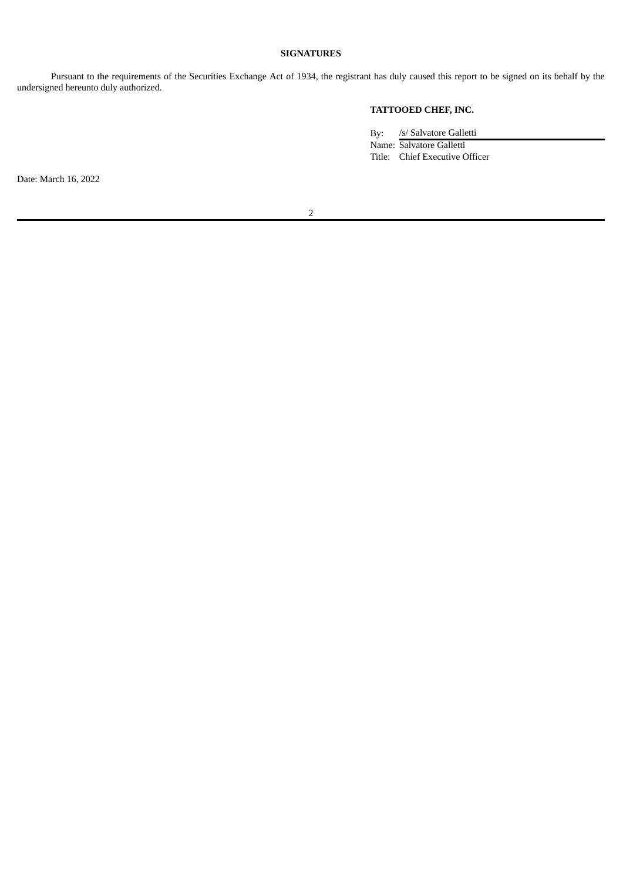**SIGNATURES**

Pursuant to the requirements of the Securities Exchange Act of 1934, the registrant has duly caused this report to be signed on its behalf by the undersigned hereunto duly authorized.

**TATTOOED CHEF, INC.**

By: /s/ Salvatore Galletti
Name: Salvatore Galletti
Title: Chief Executive Officer

Date: March 16, 2022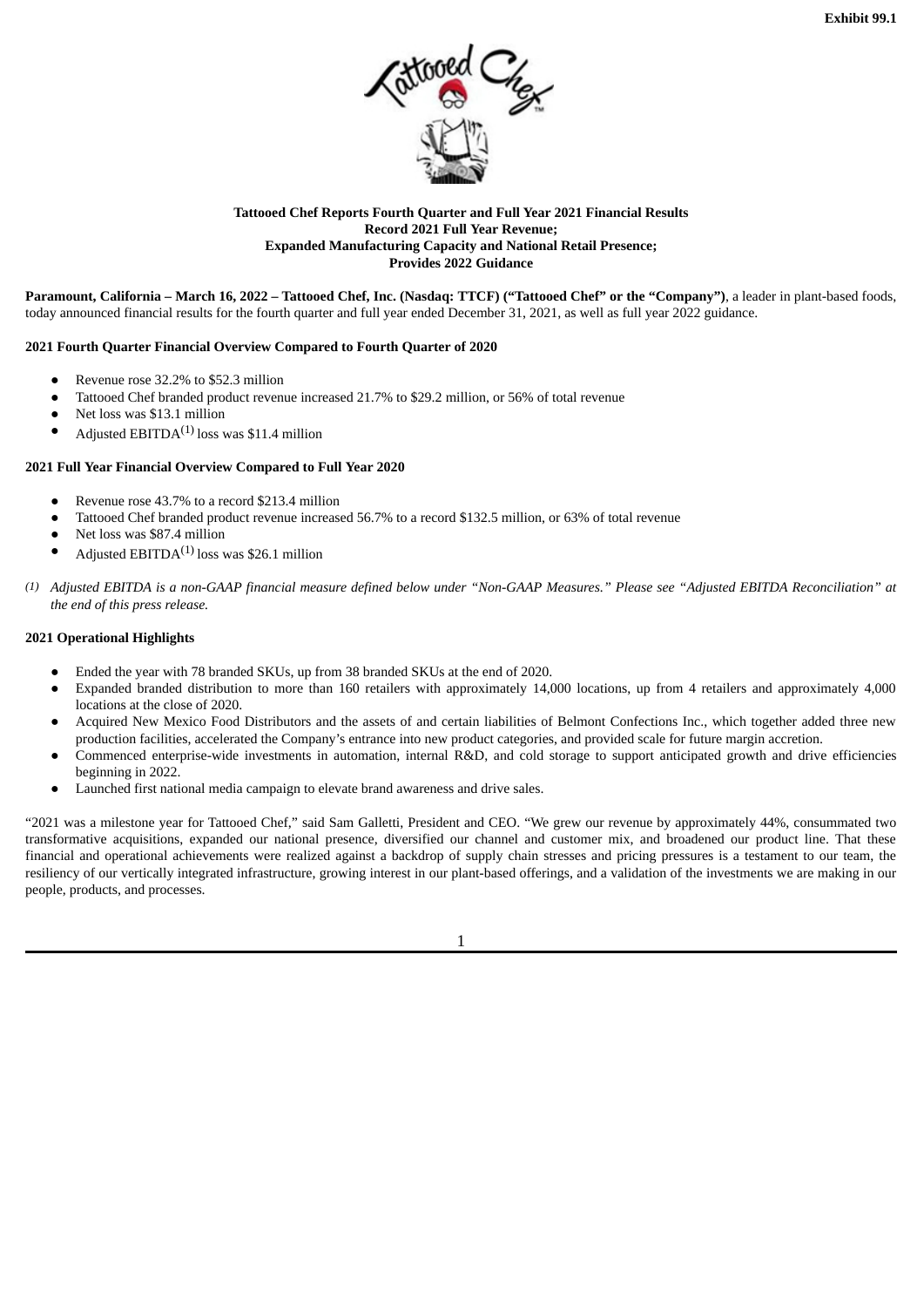Exhibit 99.1

**Tattooed Chef Reports Fourth Quarter and Full Year 2021 Financial Results**
**Record 2021 Full Year Revenue;**
**Expanded Manufacturing Capacity and National Retail Presence;**
**Provides 2022 Guidance**

**Paramount, California – March 16, 2022 – Tattooed Chef, Inc. (Nasdaq: TTCF) ("Tattooed Chef" or the "Company")**, a leader in plant-based foods, today announced financial results for the fourth quarter and full year ended December 31, 2021, as well as full year 2022 guidance.

**2021 Fourth Quarter Financial Overview Compared to Fourth Quarter of 2020**

- Revenue rose 32.2% to $52.3 million
- Tattooed Chef branded product revenue increased 21.7% to $29.2 million, or 56% of total revenue
- Net loss was $13.1 million
- Adjusted EBITDA(1) loss was $11.4 million

**2021 Full Year Financial Overview Compared to Full Year 2020**

- Revenue rose 43.7% to a record $213.4 million
- Tattooed Chef branded product revenue increased 56.7% to a record $132.5 million, or 63% of total revenue
- Net loss was $87.4 million
- Adjusted EBITDA(1) loss was $26.1 million

*(1) Adjusted EBITDA is a non-GAAP financial measure defined below under "Non-GAAP Measures." Please see "Adjusted EBITDA Reconciliation" at the end of this press release.*

**2021 Operational Highlights**

- Ended the year with 78 branded SKUs, up from 38 branded SKUs at the end of 2020.
- Expanded branded distribution to more than 160 retailers with approximately 14,000 locations, up from 4 retailers and approximately 4,000 locations at the close of 2020.
- Acquired New Mexico Food Distributors and the assets of and certain liabilities of Belmont Confections Inc., which together added three new production facilities, accelerated the Company's entrance into new product categories, and provided scale for future margin accretion.
- Commenced enterprise-wide investments in automation, internal R&D, and cold storage to support anticipated growth and drive efficiencies beginning in 2022.
- Launched first national media campaign to elevate brand awareness and drive sales.

"2021 was a milestone year for Tattooed Chef," said Sam Galletti, President and CEO. "We grew our revenue by approximately 44%, consummated two transformative acquisitions, expanded our national presence, diversified our channel and customer mix, and broadened our product line. That these financial and operational achievements were realized against a backdrop of supply chain stresses and pricing pressures is a testament to our team, the resiliency of our vertically integrated infrastructure, growing interest in our plant-based offerings, and a validation of the investments we are making in our people, products, and processes.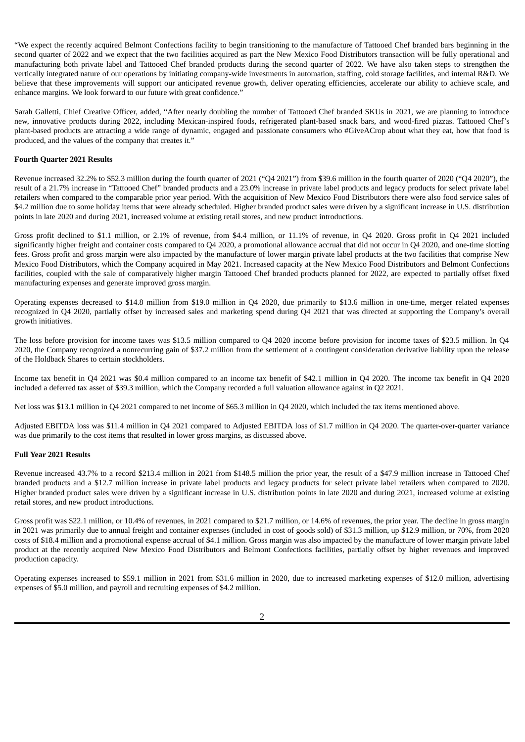"We expect the recently acquired Belmont Confections facility to begin transitioning to the manufacture of Tattooed Chef branded bars beginning in the second quarter of 2022 and we expect that the two facilities acquired as part the New Mexico Food Distributors transaction will be fully operational and manufacturing both private label and Tattooed Chef branded products during the second quarter of 2022. We have also taken steps to strengthen the vertically integrated nature of our operations by initiating company-wide investments in automation, staffing, cold storage facilities, and internal R&D. We believe that these improvements will support our anticipated revenue growth, deliver operating efficiencies, accelerate our ability to achieve scale, and enhance margins. We look forward to our future with great confidence."

Sarah Galletti, Chief Creative Officer, added, "After nearly doubling the number of Tattooed Chef branded SKUs in 2021, we are planning to introduce new, innovative products during 2022, including Mexican-inspired foods, refrigerated plant-based snack bars, and wood-fired pizzas. Tattooed Chef's plant-based products are attracting a wide range of dynamic, engaged and passionate consumers who #GiveACrop about what they eat, how that food is produced, and the values of the company that creates it."

**Fourth Quarter 2021 Results**

Revenue increased 32.2% to $52.3 million during the fourth quarter of 2021 ("Q4 2021") from $39.6 million in the fourth quarter of 2020 ("Q4 2020"), the result of a 21.7% increase in "Tattooed Chef" branded products and a 23.0% increase in private label products and legacy products for select private label retailers when compared to the comparable prior year period. With the acquisition of New Mexico Food Distributors there were also food service sales of $4.2 million due to some holiday items that were already scheduled. Higher branded product sales were driven by a significant increase in U.S. distribution points in late 2020 and during 2021, increased volume at existing retail stores, and new product introductions.

Gross profit declined to $1.1 million, or 2.1% of revenue, from $4.4 million, or 11.1% of revenue, in Q4 2020. Gross profit in Q4 2021 included significantly higher freight and container costs compared to Q4 2020, a promotional allowance accrual that did not occur in Q4 2020, and one-time slotting fees. Gross profit and gross margin were also impacted by the manufacture of lower margin private label products at the two facilities that comprise New Mexico Food Distributors, which the Company acquired in May 2021. Increased capacity at the New Mexico Food Distributors and Belmont Confections facilities, coupled with the sale of comparatively higher margin Tattooed Chef branded products planned for 2022, are expected to partially offset fixed manufacturing expenses and generate improved gross margin.

Operating expenses decreased to $14.8 million from $19.0 million in Q4 2020, due primarily to $13.6 million in one-time, merger related expenses recognized in Q4 2020, partially offset by increased sales and marketing spend during Q4 2021 that was directed at supporting the Company's overall growth initiatives.

The loss before provision for income taxes was $13.5 million compared to Q4 2020 income before provision for income taxes of $23.5 million. In Q4 2020, the Company recognized a nonrecurring gain of $37.2 million from the settlement of a contingent consideration derivative liability upon the release of the Holdback Shares to certain stockholders.

Income tax benefit in Q4 2021 was $0.4 million compared to an income tax benefit of $42.1 million in Q4 2020. The income tax benefit in Q4 2020 included a deferred tax asset of $39.3 million, which the Company recorded a full valuation allowance against in Q2 2021.

Net loss was $13.1 million in Q4 2021 compared to net income of $65.3 million in Q4 2020, which included the tax items mentioned above.

Adjusted EBITDA loss was $11.4 million in Q4 2021 compared to Adjusted EBITDA loss of $1.7 million in Q4 2020. The quarter-over-quarter variance was due primarily to the cost items that resulted in lower gross margins, as discussed above.

**Full Year 2021 Results**

Revenue increased 43.7% to a record $213.4 million in 2021 from $148.5 million the prior year, the result of a $47.9 million increase in Tattooed Chef branded products and a $12.7 million increase in private label products and legacy products for select private label retailers when compared to 2020. Higher branded product sales were driven by a significant increase in U.S. distribution points in late 2020 and during 2021, increased volume at existing retail stores, and new product introductions.

Gross profit was $22.1 million, or 10.4% of revenues, in 2021 compared to $21.7 million, or 14.6% of revenues, the prior year. The decline in gross margin in 2021 was primarily due to annual freight and container expenses (included in cost of goods sold) of $31.3 million, up $12.9 million, or 70%, from 2020 costs of $18.4 million and a promotional expense accrual of $4.1 million. Gross margin was also impacted by the manufacture of lower margin private label product at the recently acquired New Mexico Food Distributors and Belmont Confections facilities, partially offset by higher revenues and improved production capacity.

Operating expenses increased to $59.1 million in 2021 from $31.6 million in 2020, due to increased marketing expenses of $12.0 million, advertising expenses of $5.0 million, and payroll and recruiting expenses of $4.2 million.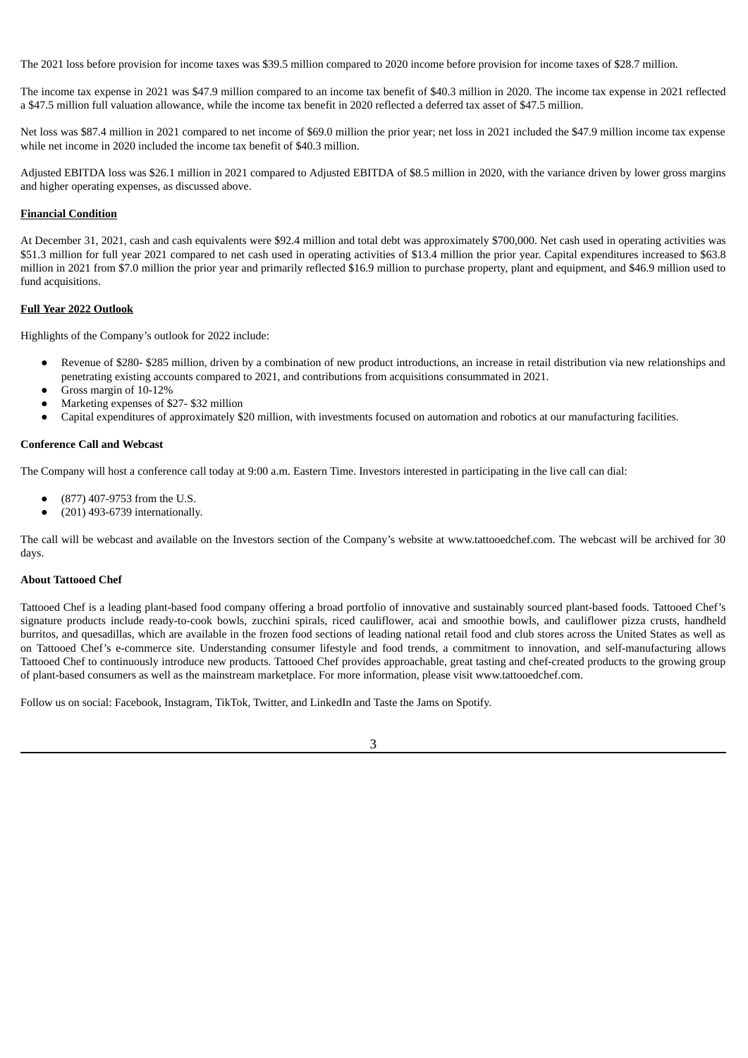The 2021 loss before provision for income taxes was $39.5 million compared to 2020 income before provision for income taxes of $28.7 million.

The income tax expense in 2021 was $47.9 million compared to an income tax benefit of $40.3 million in 2020. The income tax expense in 2021 reflected a $47.5 million full valuation allowance, while the income tax benefit in 2020 reflected a deferred tax asset of $47.5 million.

Net loss was $87.4 million in 2021 compared to net income of $69.0 million the prior year; net loss in 2021 included the $47.9 million income tax expense while net income in 2020 included the income tax benefit of $40.3 million.

Adjusted EBITDA loss was $26.1 million in 2021 compared to Adjusted EBITDA of $8.5 million in 2020, with the variance driven by lower gross margins and higher operating expenses, as discussed above.

**Financial Condition**

At December 31, 2021, cash and cash equivalents were $92.4 million and total debt was approximately $700,000. Net cash used in operating activities was $51.3 million for full year 2021 compared to net cash used in operating activities of $13.4 million the prior year. Capital expenditures increased to $63.8 million in 2021 from $7.0 million the prior year and primarily reflected $16.9 million to purchase property, plant and equipment, and $46.9 million used to fund acquisitions.

**Full Year 2022 Outlook**

Highlights of the Company's outlook for 2022 include:

- Revenue of $280- $285 million, driven by a combination of new product introductions, an increase in retail distribution via new relationships and penetrating existing accounts compared to 2021, and contributions from acquisitions consummated in 2021.
- Gross margin of 10-12%
- Marketing expenses of $27- $32 million
- Capital expenditures of approximately $20 million, with investments focused on automation and robotics at our manufacturing facilities.

**Conference Call and Webcast**

The Company will host a conference call today at 9:00 a.m. Eastern Time. Investors interested in participating in the live call can dial:

- (877) 407-9753 from the U.S.
- (201) 493-6739 internationally.

The call will be webcast and available on the Investors section of the Company's website at www.tattooedchef.com. The webcast will be archived for 30 days.

**About Tattooed Chef**

Tattooed Chef is a leading plant-based food company offering a broad portfolio of innovative and sustainably sourced plant-based foods. Tattooed Chef's signature products include ready-to-cook bowls, zucchini spirals, riced cauliflower, acai and smoothie bowls, and cauliflower pizza crusts, handheld burritos, and quesadillas, which are available in the frozen food sections of leading national retail food and club stores across the United States as well as on Tattooed Chef's e-commerce site. Understanding consumer lifestyle and food trends, a commitment to innovation, and self-manufacturing allows Tattooed Chef to continuously introduce new products. Tattooed Chef provides approachable, great tasting and chef-created products to the growing group of plant-based consumers as well as the mainstream marketplace. For more information, please visit www.tattooedchef.com.

Follow us on social: Facebook, Instagram, TikTok, Twitter, and LinkedIn and Taste the Jams on Spotify.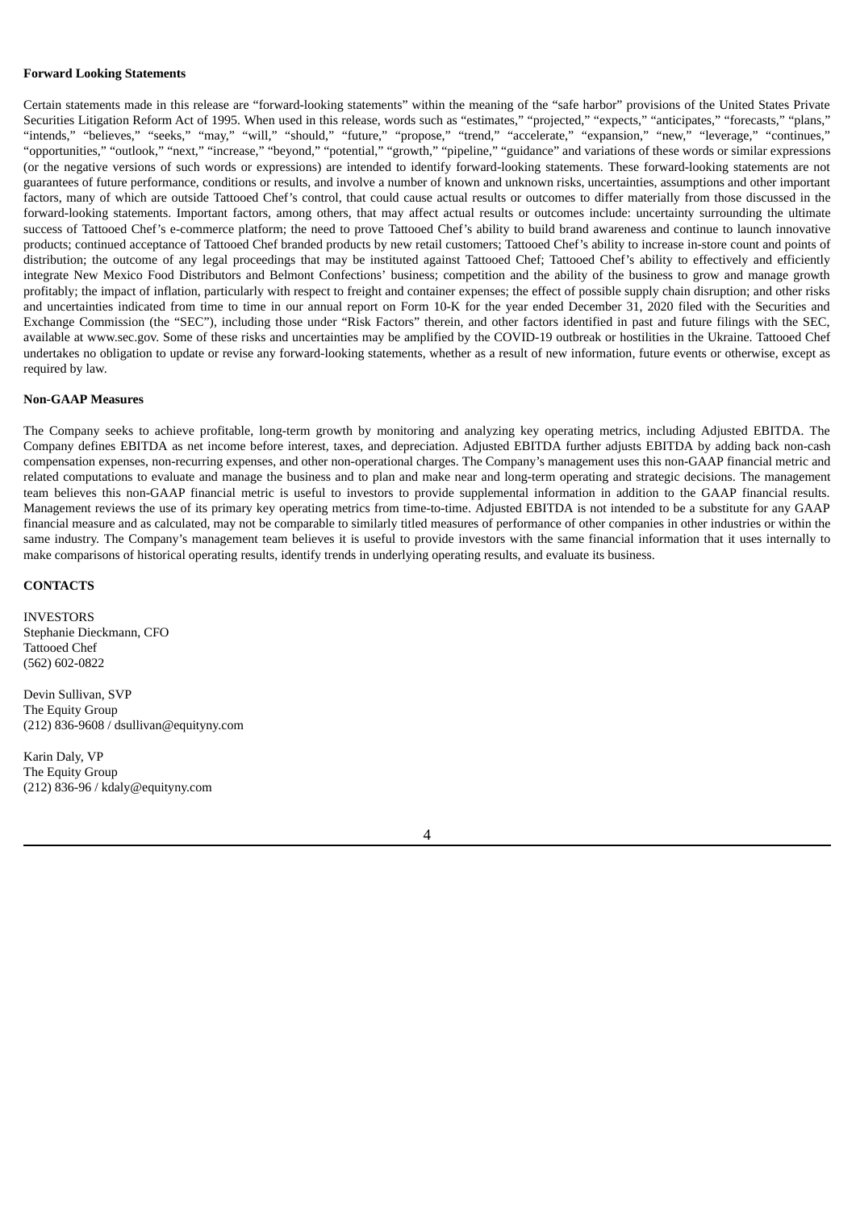**Forward Looking Statements**

Certain statements made in this release are "forward-looking statements" within the meaning of the "safe harbor" provisions of the United States Private Securities Litigation Reform Act of 1995. When used in this release, words such as "estimates," "projected," "expects," "anticipates," "forecasts," "plans," "intends," "believes," "seeks," "may," "will," "should," "future," "propose," "trend," "accelerate," "expansion," "new," "leverage," "continues," "opportunities," "outlook," "next," "increase," "beyond," "potential," "growth," "pipeline," "guidance" and variations of these words or similar expressions (or the negative versions of such words or expressions) are intended to identify forward-looking statements. These forward-looking statements are not guarantees of future performance, conditions or results, and involve a number of known and unknown risks, uncertainties, assumptions and other important factors, many of which are outside Tattooed Chef's control, that could cause actual results or outcomes to differ materially from those discussed in the forward-looking statements. Important factors, among others, that may affect actual results or outcomes include: uncertainty surrounding the ultimate success of Tattooed Chef's e-commerce platform; the need to prove Tattooed Chef's ability to build brand awareness and continue to launch innovative products; continued acceptance of Tattooed Chef branded products by new retail customers; Tattooed Chef's ability to increase in-store count and points of distribution; the outcome of any legal proceedings that may be instituted against Tattooed Chef; Tattooed Chef's ability to effectively and efficiently integrate New Mexico Food Distributors and Belmont Confections' business; competition and the ability of the business to grow and manage growth profitably; the impact of inflation, particularly with respect to freight and container expenses; the effect of possible supply chain disruption; and other risks and uncertainties indicated from time to time in our annual report on Form 10-K for the year ended December 31, 2020 filed with the Securities and Exchange Commission (the "SEC"), including those under "Risk Factors" therein, and other factors identified in past and future filings with the SEC, available at www.sec.gov. Some of these risks and uncertainties may be amplified by the COVID-19 outbreak or hostilities in the Ukraine. Tattooed Chef undertakes no obligation to update or revise any forward-looking statements, whether as a result of new information, future events or otherwise, except as required by law.

**Non-GAAP Measures**

The Company seeks to achieve profitable, long-term growth by monitoring and analyzing key operating metrics, including Adjusted EBITDA. The Company defines EBITDA as net income before interest, taxes, and depreciation. Adjusted EBITDA further adjusts EBITDA by adding back non-cash compensation expenses, non-recurring expenses, and other non-operational charges. The Company's management uses this non-GAAP financial metric and related computations to evaluate and manage the business and to plan and make near and long-term operating and strategic decisions. The management team believes this non-GAAP financial metric is useful to investors to provide supplemental information in addition to the GAAP financial results. Management reviews the use of its primary key operating metrics from time-to-time. Adjusted EBITDA is not intended to be a substitute for any GAAP financial measure and as calculated, may not be comparable to similarly titled measures of performance of other companies in other industries or within the same industry. The Company's management team believes it is useful to provide investors with the same financial information that it uses internally to make comparisons of historical operating results, identify trends in underlying operating results, and evaluate its business.

**CONTACTS**

INVESTORS
Stephanie Dieckmann, CFO
Tattooed Chef
(562) 602-0822

Devin Sullivan, SVP
The Equity Group
(212) 836-9608 / dsullivan@equityny.com

Karin Daly, VP
The Equity Group
(212) 836-96 / kdaly@equityny.com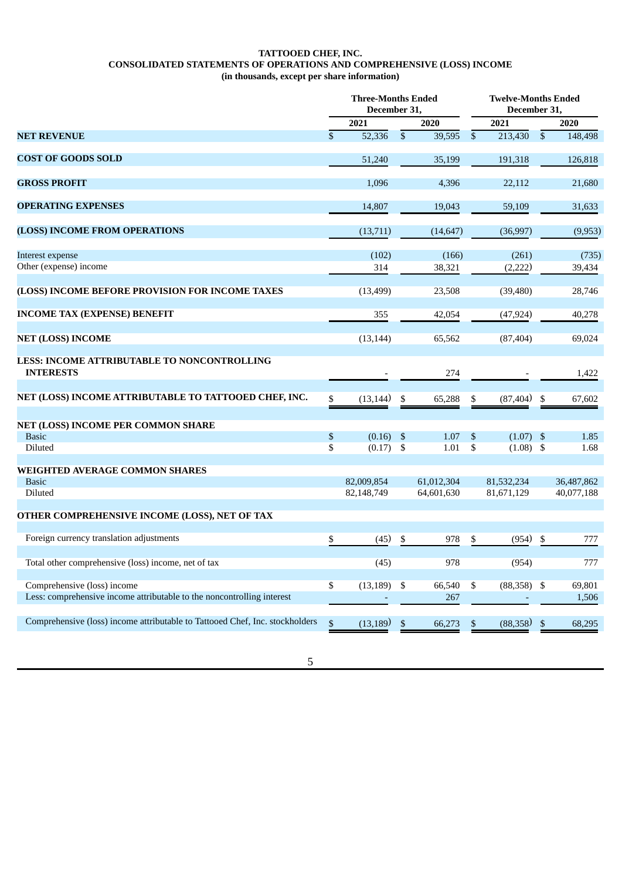**TATTOOED CHEF, INC.**
**CONSOLIDATED STATEMENTS OF OPERATIONS AND COMPREHENSIVE (LOSS) INCOME**
**(in thousands, except per share information)**

| | Three-Months Ended December 31, | | Twelve-Months Ended December 31, | |
|---|---|---|---|---|
| | 2021 | 2020 | 2021 | 2020 |
| **NET REVENUE** | $ 52,336 | $ 39,595 | $ 213,430 | $ 148,498 |
| **COST OF GOODS SOLD** | 51,240 | 35,199 | 191,318 | 126,818 |
| **GROSS PROFIT** | 1,096 | 4,396 | 22,112 | 21,680 |
| **OPERATING EXPENSES** | 14,807 | 19,043 | 59,109 | 31,633 |
| **(LOSS) INCOME FROM OPERATIONS** | (13,711) | (14,647) | (36,997) | (9,953) |
| Interest expense | (102) | (166) | (261) | (735) |
| Other (expense) income | 314 | 38,321 | (2,222) | 39,434 |
| **(LOSS) INCOME BEFORE PROVISION FOR INCOME TAXES** | (13,499) | 23,508 | (39,480) | 28,746 |
| **INCOME TAX (EXPENSE) BENEFIT** | 355 | 42,054 | (47,924) | 40,278 |
| **NET (LOSS) INCOME** | (13,144) | 65,562 | (87,404) | 69,024 |
| **LESS: INCOME ATTRIBUTABLE TO NONCONTROLLING INTERESTS** | - | 274 | - | 1,422 |
| **NET (LOSS) INCOME ATTRIBUTABLE TO TATTOOED CHEF, INC.** | $ (13,144) | $ 65,288 | $ (87,404) | $ 67,602 |
| **NET (LOSS) INCOME PER COMMON SHARE** | | | | |
| Basic | $ (0.16) | $ 1.07 | $ (1.07) | $ 1.85 |
| Diluted | $ (0.17) | $ 1.01 | $ (1.08) | $ 1.68 |
| **WEIGHTED AVERAGE COMMON SHARES** | | | | |
| Basic | 82,009,854 | 61,012,304 | 81,532,234 | 36,487,862 |
| Diluted | 82,148,749 | 64,601,630 | 81,671,129 | 40,077,188 |
| **OTHER COMPREHENSIVE INCOME (LOSS), NET OF TAX** | | | | |
| Foreign currency translation adjustments | $ (45) | $ 978 | $ (954) | $ 777 |
| Total other comprehensive (loss) income, net of tax | (45) | 978 | (954) | 777 |
| Comprehensive (loss) income | $ (13,189) | $ 66,540 | $ (88,358) | $ 69,801 |
| Less: comprehensive income attributable to the noncontrolling interest | - | 267 | - | 1,506 |
| Comprehensive (loss) income attributable to Tattooed Chef, Inc. stockholders | $ (13,189) | $ 66,273 | $ (88,358) | $ 68,295 |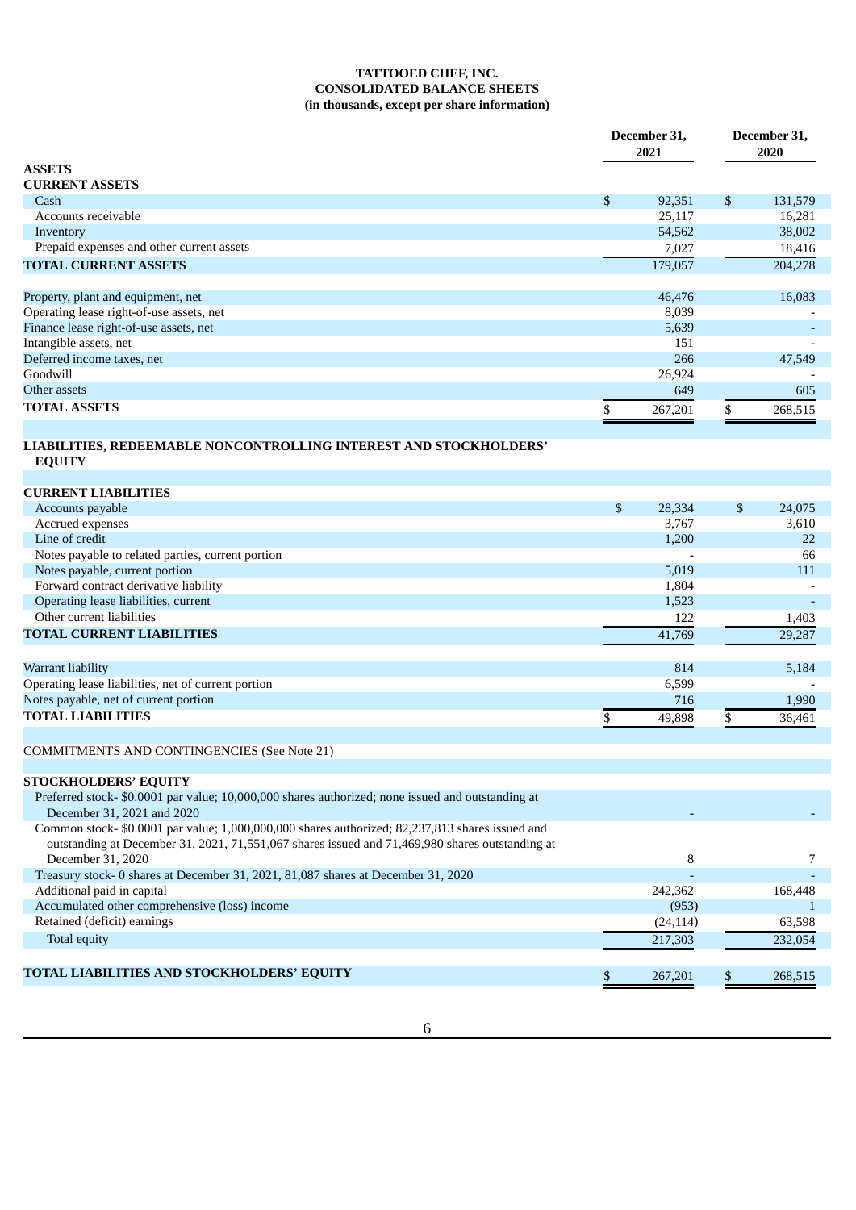**TATTOOED CHEF, INC.**
**CONSOLIDATED BALANCE SHEETS**
**(in thousands, except per share information)**

| | December 31, 2021 | December 31, 2020 |
|---|---|---|
| **ASSETS** | | |
| **CURRENT ASSETS** | | |
| Cash | $ 92,351 | $ 131,579 |
| Accounts receivable | 25,117 | 16,281 |
| Inventory | 54,562 | 38,002 |
| Prepaid expenses and other current assets | 7,027 | 18,416 |
| **TOTAL CURRENT ASSETS** | 179,057 | 204,278 |
| | | |
| Property, plant and equipment, net | 46,476 | 16,083 |
| Operating lease right-of-use assets, net | 8,039 | - |
| Finance lease right-of-use assets, net | 5,639 | - |
| Intangible assets, net | 151 | - |
| Deferred income taxes, net | 266 | 47,549 |
| Goodwill | 26,924 | - |
| Other assets | 649 | 605 |
| **TOTAL ASSETS** | $ 267,201 | $ 268,515 |
| | | |
| **LIABILITIES, REDEEMABLE NONCONTROLLING INTEREST AND STOCKHOLDERS' EQUITY** | | |
| | | |
| **CURRENT LIABILITIES** | | |
| Accounts payable | $ 28,334 | $ 24,075 |
| Accrued expenses | 3,767 | 3,610 |
| Line of credit | 1,200 | 22 |
| Notes payable to related parties, current portion | - | 66 |
| Notes payable, current portion | 5,019 | 111 |
| Forward contract derivative liability | 1,804 | - |
| Operating lease liabilities, current | 1,523 | - |
| Other current liabilities | 122 | 1,403 |
| **TOTAL CURRENT LIABILITIES** | 41,769 | 29,287 |
| | | |
| Warrant liability | 814 | 5,184 |
| Operating lease liabilities, net of current portion | 6,599 | - |
| Notes payable, net of current portion | 716 | 1,990 |
| **TOTAL LIABILITIES** | $ 49,898 | $ 36,461 |
| | | |
| COMMITMENTS AND CONTINGENCIES (See Note 21) | | |
| | | |
| **STOCKHOLDERS' EQUITY** | | |
| Preferred stock- $0.0001 par value; 10,000,000 shares authorized; none issued and outstanding at December 31, 2021 and 2020 | - | - |
| Common stock- $0.0001 par value; 1,000,000,000 shares authorized; 82,237,813 shares issued and outstanding at December 31, 2021, 71,551,067 shares issued and 71,469,980 shares outstanding at December 31, 2020 | 8 | 7 |
| Treasury stock- 0 shares at December 31, 2021, 81,087 shares at December 31, 2020 | - | - |
| Additional paid in capital | 242,362 | 168,448 |
| Accumulated other comprehensive (loss) income | (953) | 1 |
| Retained (deficit) earnings | (24,114) | 63,598 |
| Total equity | 217,303 | 232,054 |
| | | |
| **TOTAL LIABILITIES AND STOCKHOLDERS' EQUITY** | $ 267,201 | $ 268,515 |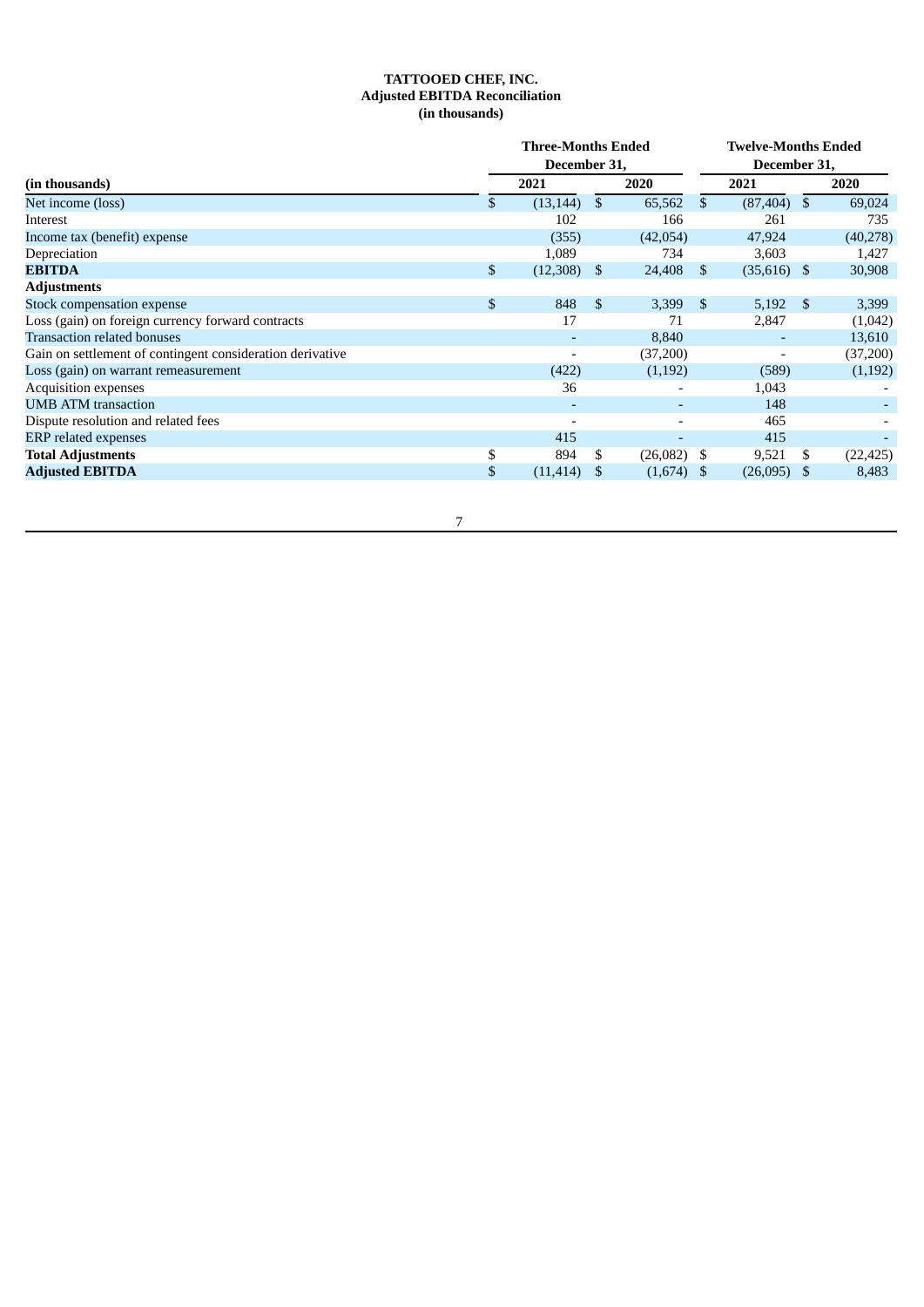**TATTOOED CHEF, INC.**
**Adjusted EBITDA Reconciliation**
**(in thousands)**

| (in thousands) | Three-Months Ended December 31, 2021 | Three-Months Ended December 31, 2020 | Twelve-Months Ended December 31, 2021 | Twelve-Months Ended December 31, 2020 |
|---|---|---|---|---|
| Net income (loss) | $ (13,144) | $ 65,562 | $ (87,404) | $ 69,024 |
| Interest | 102 | 166 | 261 | 735 |
| Income tax (benefit) expense | (355) | (42,054) | 47,924 | (40,278) |
| Depreciation | 1,089 | 734 | 3,603 | 1,427 |
| **EBITDA** | $ (12,308) | $ 24,408 | $ (35,616) | $ 30,908 |
| **Adjustments** | | | | |
| Stock compensation expense | $ 848 | $ 3,399 | $ 5,192 | $ 3,399 |
| Loss (gain) on foreign currency forward contracts | 17 | 71 | 2,847 | (1,042) |
| Transaction related bonuses | - | 8,840 | - | 13,610 |
| Gain on settlement of contingent consideration derivative | - | (37,200) | - | (37,200) |
| Loss (gain) on warrant remeasurement | (422) | (1,192) | (589) | (1,192) |
| Acquisition expenses | 36 | - | 1,043 | - |
| UMB ATM transaction | - | - | 148 | - |
| Dispute resolution and related fees | - | - | 465 | - |
| ERP related expenses | 415 | - | 415 | - |
| **Total Adjustments** | $ 894 | $ (26,082) | $ 9,521 | $ (22,425) |
| **Adjusted EBITDA** | $ (11,414) | $ (1,674) | $ (26,095) | $ 8,483 |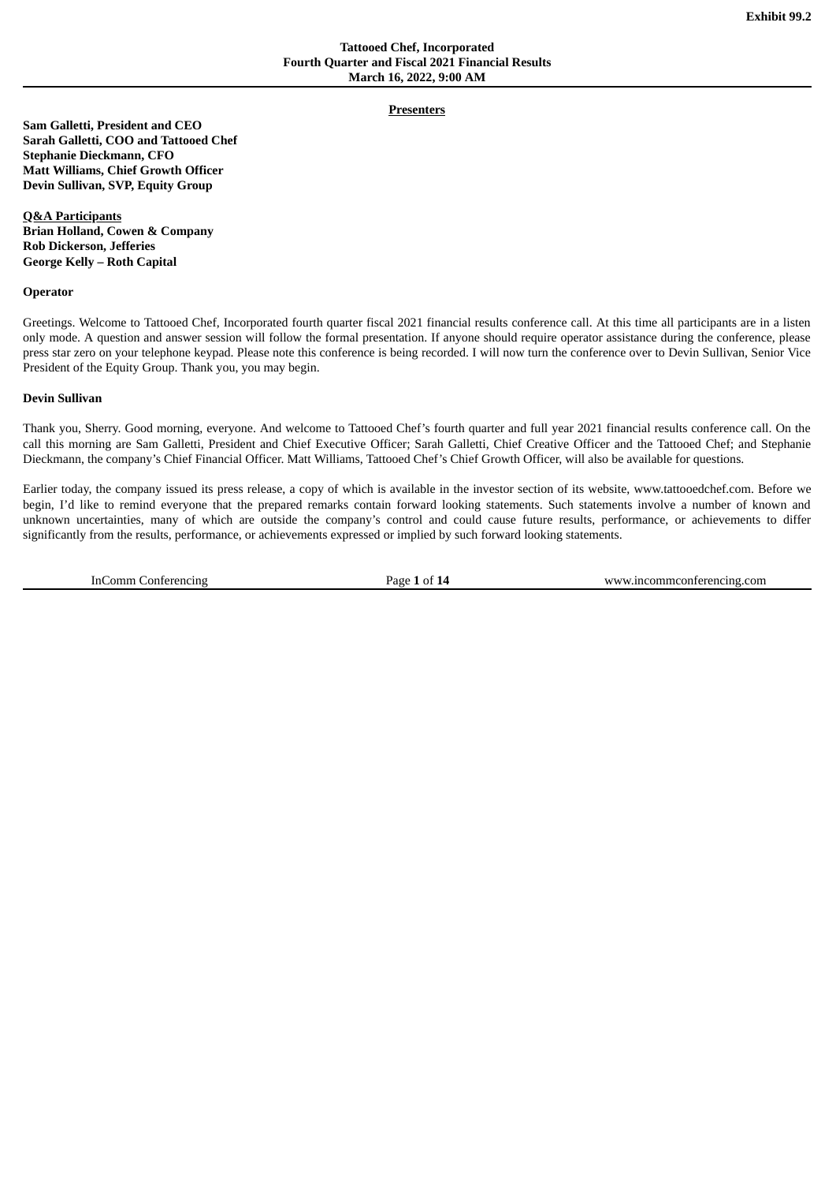**Exhibit 99.2**

**Tattooed Chef, Incorporated**
**Fourth Quarter and Fiscal 2021 Financial Results**
**March 16, 2022, 9:00 AM**

**Presenters**

**Sam Galletti, President and CEO**
**Sarah Galletti, COO and Tattooed Chef**
**Stephanie Dieckmann, CFO**
**Matt Williams, Chief Growth Officer**
**Devin Sullivan, SVP, Equity Group**

**Q&A Participants**
**Brian Holland, Cowen & Company**
**Rob Dickerson, Jefferies**
**George Kelly – Roth Capital**

**Operator**

Greetings. Welcome to Tattooed Chef, Incorporated fourth quarter fiscal 2021 financial results conference call. At this time all participants are in a listen only mode. A question and answer session will follow the formal presentation. If anyone should require operator assistance during the conference, please press star zero on your telephone keypad. Please note this conference is being recorded. I will now turn the conference over to Devin Sullivan, Senior Vice President of the Equity Group. Thank you, you may begin.

**Devin Sullivan**

Thank you, Sherry. Good morning, everyone. And welcome to Tattooed Chef's fourth quarter and full year 2021 financial results conference call. On the call this morning are Sam Galletti, President and Chief Executive Officer; Sarah Galletti, Chief Creative Officer and the Tattooed Chef; and Stephanie Dieckmann, the company's Chief Financial Officer. Matt Williams, Tattooed Chef's Chief Growth Officer, will also be available for questions.

Earlier today, the company issued its press release, a copy of which is available in the investor section of its website, www.tattooedchef.com. Before we begin, I'd like to remind everyone that the prepared remarks contain forward looking statements. Such statements involve a number of known and unknown uncertainties, many of which are outside the company's control and could cause future results, performance, or achievements to differ significantly from the results, performance, or achievements expressed or implied by such forward looking statements.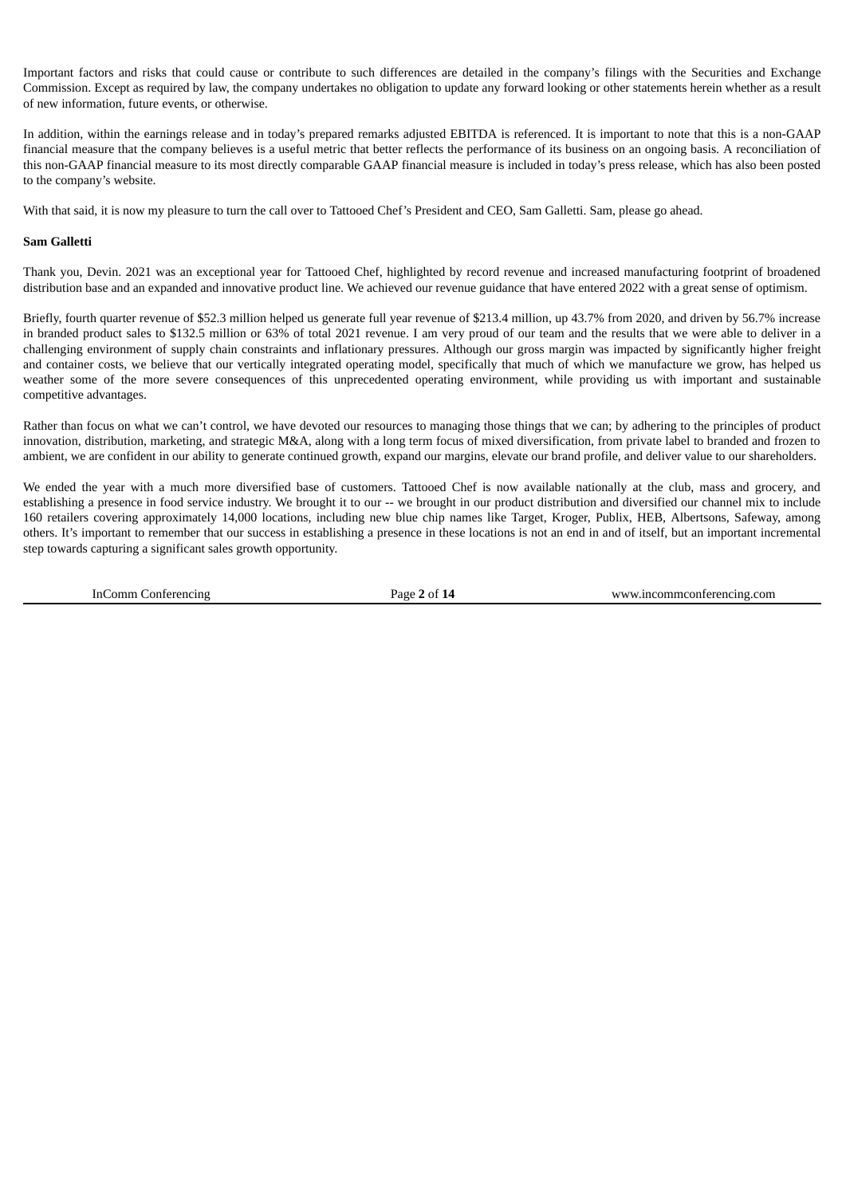Important factors and risks that could cause or contribute to such differences are detailed in the company's filings with the Securities and Exchange Commission. Except as required by law, the company undertakes no obligation to update any forward looking or other statements herein whether as a result of new information, future events, or otherwise.

In addition, within the earnings release and in today's prepared remarks adjusted EBITDA is referenced. It is important to note that this is a non-GAAP financial measure that the company believes is a useful metric that better reflects the performance of its business on an ongoing basis. A reconciliation of this non-GAAP financial measure to its most directly comparable GAAP financial measure is included in today's press release, which has also been posted to the company's website.

With that said, it is now my pleasure to turn the call over to Tattooed Chef's President and CEO, Sam Galletti. Sam, please go ahead.

**Sam Galletti**

Thank you, Devin. 2021 was an exceptional year for Tattooed Chef, highlighted by record revenue and increased manufacturing footprint of broadened distribution base and an expanded and innovative product line. We achieved our revenue guidance that have entered 2022 with a great sense of optimism.

Briefly, fourth quarter revenue of $52.3 million helped us generate full year revenue of $213.4 million, up 43.7% from 2020, and driven by 56.7% increase in branded product sales to $132.5 million or 63% of total 2021 revenue. I am very proud of our team and the results that we were able to deliver in a challenging environment of supply chain constraints and inflationary pressures. Although our gross margin was impacted by significantly higher freight and container costs, we believe that our vertically integrated operating model, specifically that much of which we manufacture we grow, has helped us weather some of the more severe consequences of this unprecedented operating environment, while providing us with important and sustainable competitive advantages.

Rather than focus on what we can't control, we have devoted our resources to managing those things that we can; by adhering to the principles of product innovation, distribution, marketing, and strategic M&A, along with a long term focus of mixed diversification, from private label to branded and frozen to ambient, we are confident in our ability to generate continued growth, expand our margins, elevate our brand profile, and deliver value to our shareholders.

We ended the year with a much more diversified base of customers. Tattooed Chef is now available nationally at the club, mass and grocery, and establishing a presence in food service industry. We brought it to our -- we brought in our product distribution and diversified our channel mix to include 160 retailers covering approximately 14,000 locations, including new blue chip names like Target, Kroger, Publix, HEB, Albertsons, Safeway, among others. It's important to remember that our success in establishing a presence in these locations is not an end in and of itself, but an important incremental step towards capturing a significant sales growth opportunity.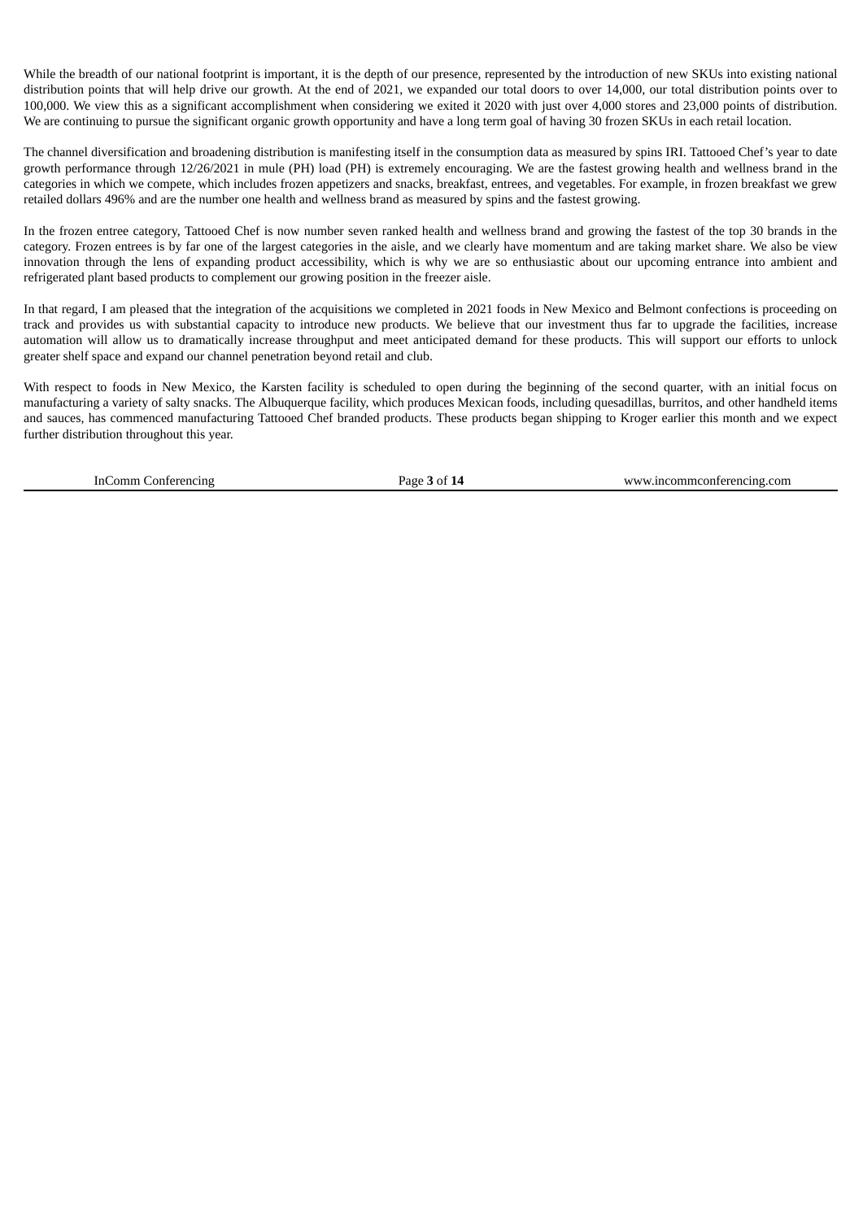While the breadth of our national footprint is important, it is the depth of our presence, represented by the introduction of new SKUs into existing national distribution points that will help drive our growth. At the end of 2021, we expanded our total doors to over 14,000, our total distribution points over to 100,000. We view this as a significant accomplishment when considering we exited it 2020 with just over 4,000 stores and 23,000 points of distribution. We are continuing to pursue the significant organic growth opportunity and have a long term goal of having 30 frozen SKUs in each retail location.

The channel diversification and broadening distribution is manifesting itself in the consumption data as measured by spins IRI. Tattooed Chef's year to date growth performance through 12/26/2021 in mule (PH) load (PH) is extremely encouraging. We are the fastest growing health and wellness brand in the categories in which we compete, which includes frozen appetizers and snacks, breakfast, entrees, and vegetables. For example, in frozen breakfast we grew retailed dollars 496% and are the number one health and wellness brand as measured by spins and the fastest growing.

In the frozen entree category, Tattooed Chef is now number seven ranked health and wellness brand and growing the fastest of the top 30 brands in the category. Frozen entrees is by far one of the largest categories in the aisle, and we clearly have momentum and are taking market share. We also be view innovation through the lens of expanding product accessibility, which is why we are so enthusiastic about our upcoming entrance into ambient and refrigerated plant based products to complement our growing position in the freezer aisle.

In that regard, I am pleased that the integration of the acquisitions we completed in 2021 foods in New Mexico and Belmont confections is proceeding on track and provides us with substantial capacity to introduce new products. We believe that our investment thus far to upgrade the facilities, increase automation will allow us to dramatically increase throughput and meet anticipated demand for these products. This will support our efforts to unlock greater shelf space and expand our channel penetration beyond retail and club.

With respect to foods in New Mexico, the Karsten facility is scheduled to open during the beginning of the second quarter, with an initial focus on manufacturing a variety of salty snacks. The Albuquerque facility, which produces Mexican foods, including quesadillas, burritos, and other handheld items and sauces, has commenced manufacturing Tattooed Chef branded products. These products began shipping to Kroger earlier this month and we expect further distribution throughout this year.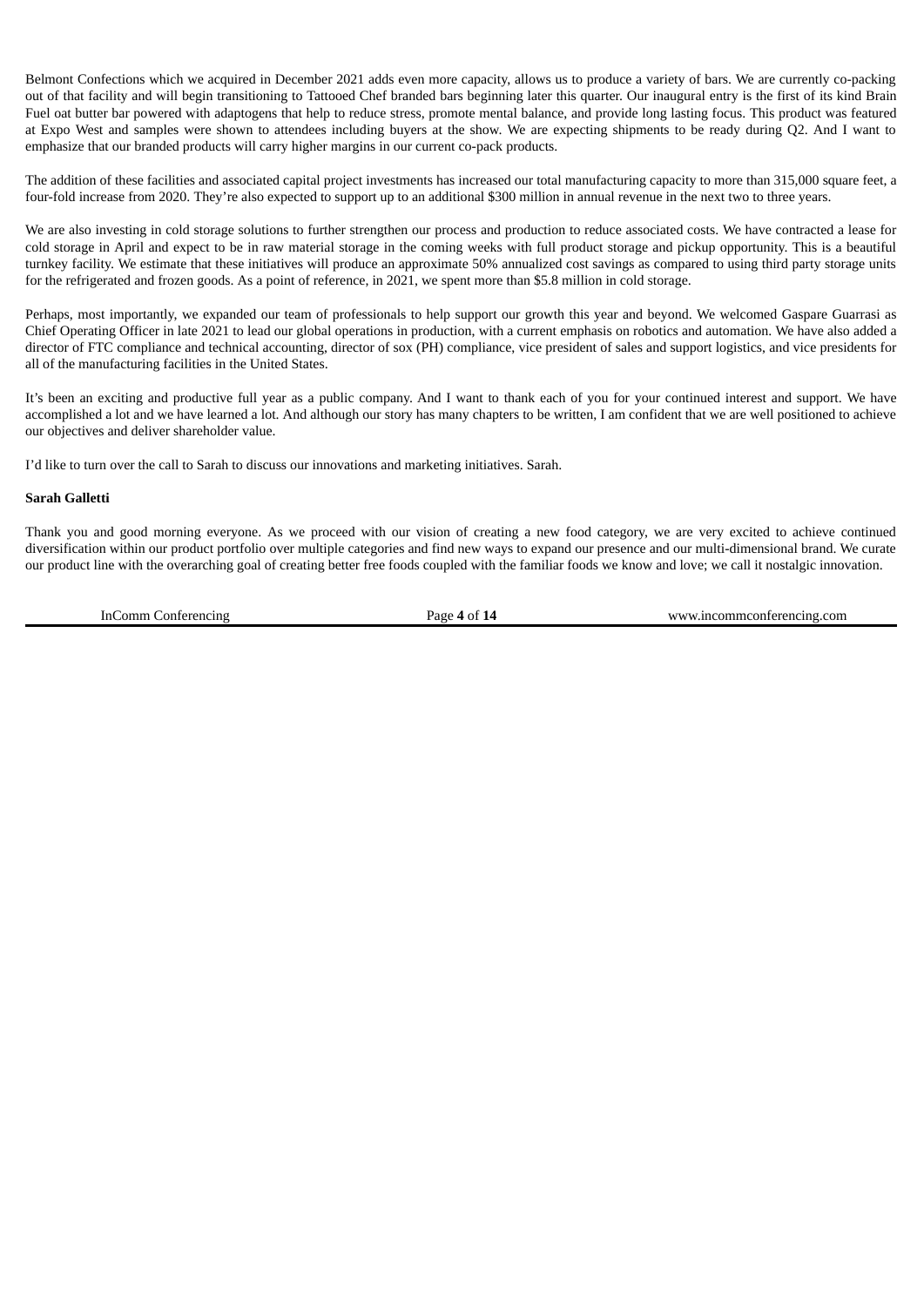Belmont Confections which we acquired in December 2021 adds even more capacity, allows us to produce a variety of bars. We are currently co-packing out of that facility and will begin transitioning to Tattooed Chef branded bars beginning later this quarter. Our inaugural entry is the first of its kind Brain Fuel oat butter bar powered with adaptogens that help to reduce stress, promote mental balance, and provide long lasting focus. This product was featured at Expo West and samples were shown to attendees including buyers at the show. We are expecting shipments to be ready during Q2. And I want to emphasize that our branded products will carry higher margins in our current co-pack products.

The addition of these facilities and associated capital project investments has increased our total manufacturing capacity to more than 315,000 square feet, a four-fold increase from 2020. They're also expected to support up to an additional $300 million in annual revenue in the next two to three years.

We are also investing in cold storage solutions to further strengthen our process and production to reduce associated costs. We have contracted a lease for cold storage in April and expect to be in raw material storage in the coming weeks with full product storage and pickup opportunity. This is a beautiful turnkey facility. We estimate that these initiatives will produce an approximate 50% annualized cost savings as compared to using third party storage units for the refrigerated and frozen goods. As a point of reference, in 2021, we spent more than $5.8 million in cold storage.

Perhaps, most importantly, we expanded our team of professionals to help support our growth this year and beyond. We welcomed Gaspare Guarrasi as Chief Operating Officer in late 2021 to lead our global operations in production, with a current emphasis on robotics and automation. We have also added a director of FTC compliance and technical accounting, director of sox (PH) compliance, vice president of sales and support logistics, and vice presidents for all of the manufacturing facilities in the United States.

It's been an exciting and productive full year as a public company. And I want to thank each of you for your continued interest and support. We have accomplished a lot and we have learned a lot. And although our story has many chapters to be written, I am confident that we are well positioned to achieve our objectives and deliver shareholder value.

I'd like to turn over the call to Sarah to discuss our innovations and marketing initiatives. Sarah.

**Sarah Galletti**

Thank you and good morning everyone. As we proceed with our vision of creating a new food category, we are very excited to achieve continued diversification within our product portfolio over multiple categories and find new ways to expand our presence and our multi-dimensional brand. We curate our product line with the overarching goal of creating better free foods coupled with the familiar foods we know and love; we call it nostalgic innovation.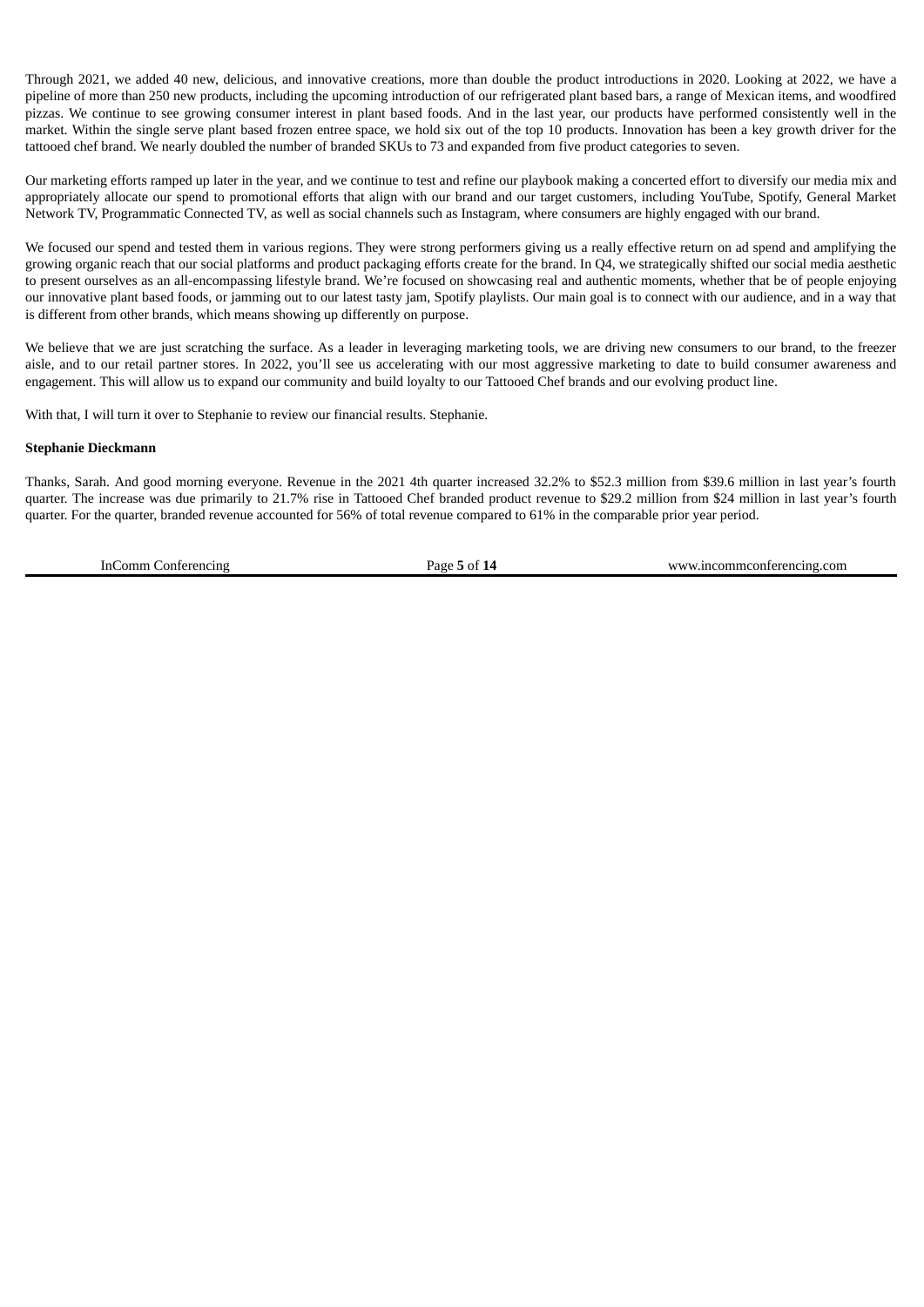Through 2021, we added 40 new, delicious, and innovative creations, more than double the product introductions in 2020. Looking at 2022, we have a pipeline of more than 250 new products, including the upcoming introduction of our refrigerated plant based bars, a range of Mexican items, and woodfired pizzas. We continue to see growing consumer interest in plant based foods. And in the last year, our products have performed consistently well in the market. Within the single serve plant based frozen entree space, we hold six out of the top 10 products. Innovation has been a key growth driver for the tattooed chef brand. We nearly doubled the number of branded SKUs to 73 and expanded from five product categories to seven.

Our marketing efforts ramped up later in the year, and we continue to test and refine our playbook making a concerted effort to diversify our media mix and appropriately allocate our spend to promotional efforts that align with our brand and our target customers, including YouTube, Spotify, General Market Network TV, Programmatic Connected TV, as well as social channels such as Instagram, where consumers are highly engaged with our brand.

We focused our spend and tested them in various regions. They were strong performers giving us a really effective return on ad spend and amplifying the growing organic reach that our social platforms and product packaging efforts create for the brand. In Q4, we strategically shifted our social media aesthetic to present ourselves as an all-encompassing lifestyle brand. We're focused on showcasing real and authentic moments, whether that be of people enjoying our innovative plant based foods, or jamming out to our latest tasty jam, Spotify playlists. Our main goal is to connect with our audience, and in a way that is different from other brands, which means showing up differently on purpose.

We believe that we are just scratching the surface. As a leader in leveraging marketing tools, we are driving new consumers to our brand, to the freezer aisle, and to our retail partner stores. In 2022, you'll see us accelerating with our most aggressive marketing to date to build consumer awareness and engagement. This will allow us to expand our community and build loyalty to our Tattooed Chef brands and our evolving product line.

With that, I will turn it over to Stephanie to review our financial results. Stephanie.

**Stephanie Dieckmann**

Thanks, Sarah. And good morning everyone. Revenue in the 2021 4th quarter increased 32.2% to $52.3 million from $39.6 million in last year's fourth quarter. The increase was due primarily to 21.7% rise in Tattooed Chef branded product revenue to $29.2 million from $24 million in last year's fourth quarter. For the quarter, branded revenue accounted for 56% of total revenue compared to 61% in the comparable prior year period.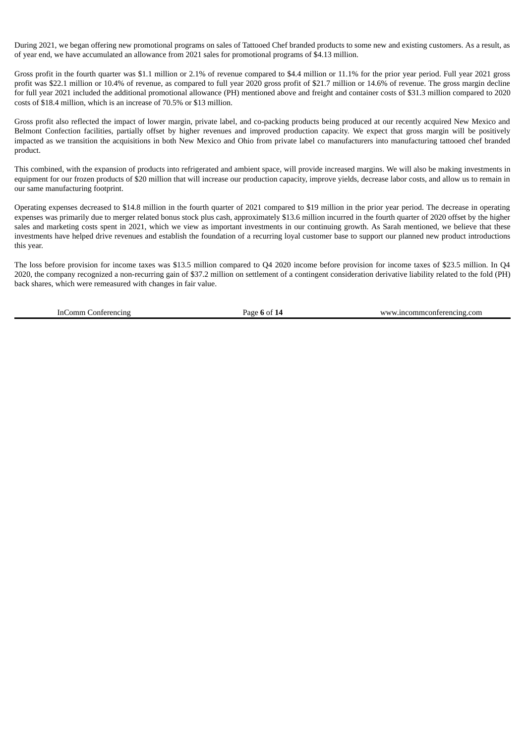During 2021, we began offering new promotional programs on sales of Tattooed Chef branded products to some new and existing customers. As a result, as of year end, we have accumulated an allowance from 2021 sales for promotional programs of $4.13 million.

Gross profit in the fourth quarter was $1.1 million or 2.1% of revenue compared to $4.4 million or 11.1% for the prior year period. Full year 2021 gross profit was $22.1 million or 10.4% of revenue, as compared to full year 2020 gross profit of $21.7 million or 14.6% of revenue. The gross margin decline for full year 2021 included the additional promotional allowance (PH) mentioned above and freight and container costs of $31.3 million compared to 2020 costs of $18.4 million, which is an increase of 70.5% or $13 million.

Gross profit also reflected the impact of lower margin, private label, and co-packing products being produced at our recently acquired New Mexico and Belmont Confection facilities, partially offset by higher revenues and improved production capacity. We expect that gross margin will be positively impacted as we transition the acquisitions in both New Mexico and Ohio from private label co manufacturers into manufacturing tattooed chef branded product.

This combined, with the expansion of products into refrigerated and ambient space, will provide increased margins. We will also be making investments in equipment for our frozen products of $20 million that will increase our production capacity, improve yields, decrease labor costs, and allow us to remain in our same manufacturing footprint.

Operating expenses decreased to $14.8 million in the fourth quarter of 2021 compared to $19 million in the prior year period. The decrease in operating expenses was primarily due to merger related bonus stock plus cash, approximately $13.6 million incurred in the fourth quarter of 2020 offset by the higher sales and marketing costs spent in 2021, which we view as important investments in our continuing growth. As Sarah mentioned, we believe that these investments have helped drive revenues and establish the foundation of a recurring loyal customer base to support our planned new product introductions this year.

The loss before provision for income taxes was $13.5 million compared to Q4 2020 income before provision for income taxes of $23.5 million. In Q4 2020, the company recognized a non-recurring gain of $37.2 million on settlement of a contingent consideration derivative liability related to the fold (PH) back shares, which were remeasured with changes in fair value.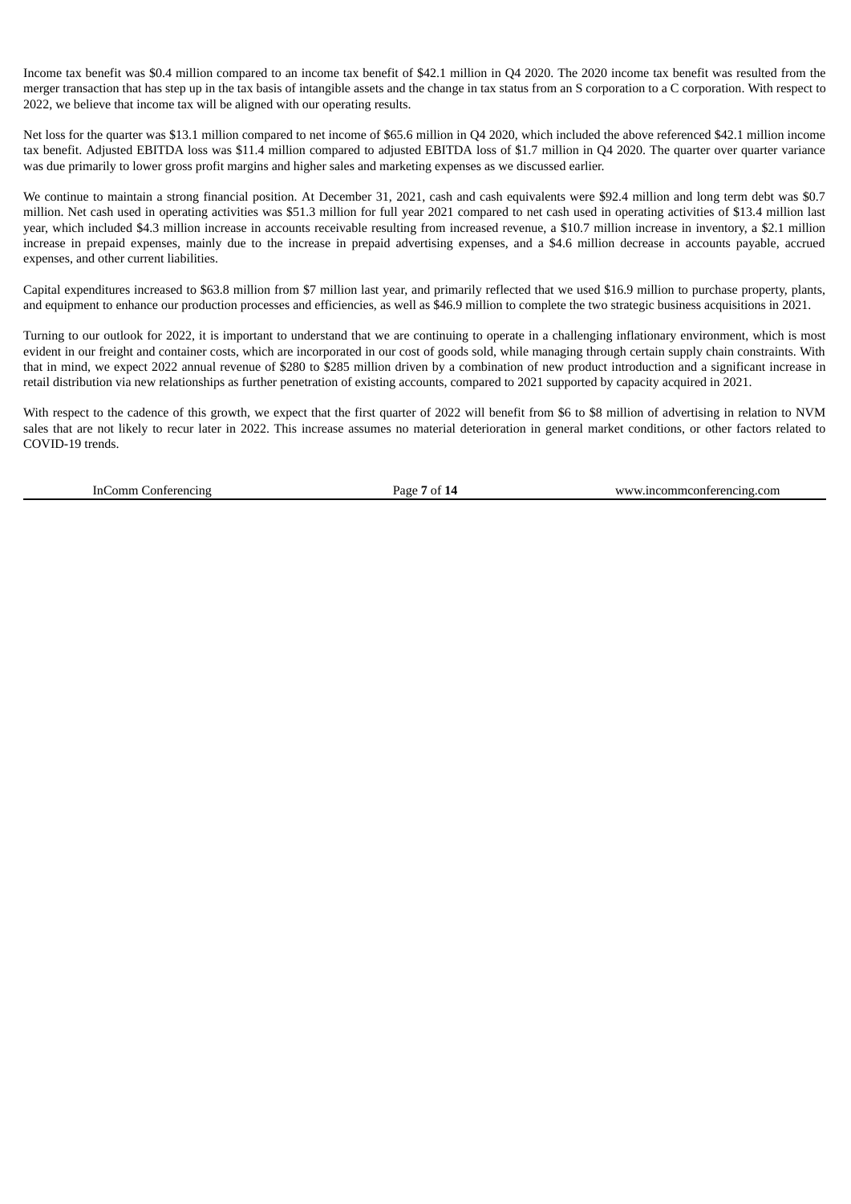Income tax benefit was $0.4 million compared to an income tax benefit of $42.1 million in Q4 2020. The 2020 income tax benefit was resulted from the merger transaction that has step up in the tax basis of intangible assets and the change in tax status from an S corporation to a C corporation. With respect to 2022, we believe that income tax will be aligned with our operating results.

Net loss for the quarter was $13.1 million compared to net income of $65.6 million in Q4 2020, which included the above referenced $42.1 million income tax benefit. Adjusted EBITDA loss was $11.4 million compared to adjusted EBITDA loss of $1.7 million in Q4 2020. The quarter over quarter variance was due primarily to lower gross profit margins and higher sales and marketing expenses as we discussed earlier.

We continue to maintain a strong financial position. At December 31, 2021, cash and cash equivalents were $92.4 million and long term debt was $0.7 million. Net cash used in operating activities was $51.3 million for full year 2021 compared to net cash used in operating activities of $13.4 million last year, which included $4.3 million increase in accounts receivable resulting from increased revenue, a $10.7 million increase in inventory, a $2.1 million increase in prepaid expenses, mainly due to the increase in prepaid advertising expenses, and a $4.6 million decrease in accounts payable, accrued expenses, and other current liabilities.

Capital expenditures increased to $63.8 million from $7 million last year, and primarily reflected that we used $16.9 million to purchase property, plants, and equipment to enhance our production processes and efficiencies, as well as $46.9 million to complete the two strategic business acquisitions in 2021.

Turning to our outlook for 2022, it is important to understand that we are continuing to operate in a challenging inflationary environment, which is most evident in our freight and container costs, which are incorporated in our cost of goods sold, while managing through certain supply chain constraints. With that in mind, we expect 2022 annual revenue of $280 to $285 million driven by a combination of new product introduction and a significant increase in retail distribution via new relationships as further penetration of existing accounts, compared to 2021 supported by capacity acquired in 2021.

With respect to the cadence of this growth, we expect that the first quarter of 2022 will benefit from $6 to $8 million of advertising in relation to NVM sales that are not likely to recur later in 2022. This increase assumes no material deterioration in general market conditions, or other factors related to COVID-19 trends.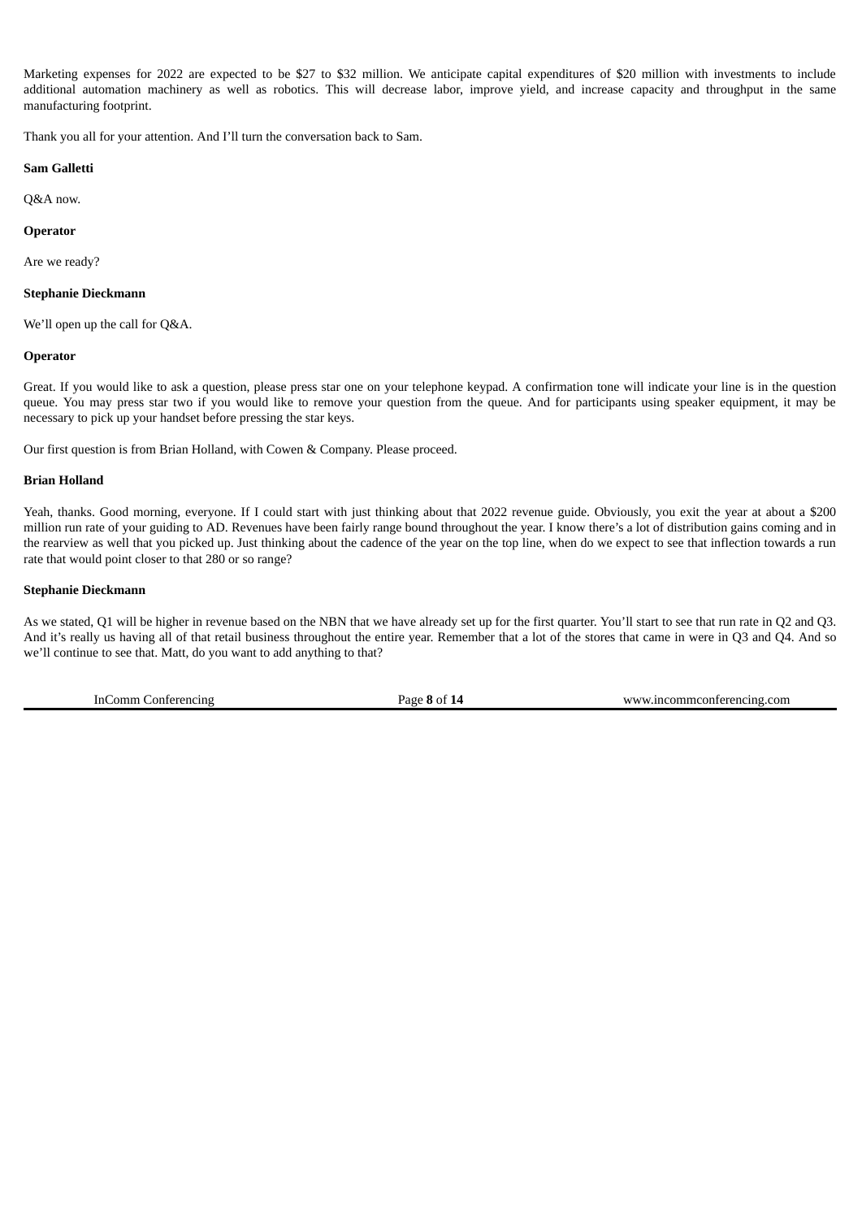Marketing expenses for 2022 are expected to be $27 to $32 million. We anticipate capital expenditures of $20 million with investments to include additional automation machinery as well as robotics. This will decrease labor, improve yield, and increase capacity and throughput in the same manufacturing footprint.

Thank you all for your attention. And I'll turn the conversation back to Sam.

**Sam Galletti**

Q&A now.

**Operator**

Are we ready?

**Stephanie Dieckmann**

We'll open up the call for Q&A.

**Operator**

Great. If you would like to ask a question, please press star one on your telephone keypad. A confirmation tone will indicate your line is in the question queue. You may press star two if you would like to remove your question from the queue. And for participants using speaker equipment, it may be necessary to pick up your handset before pressing the star keys.

Our first question is from Brian Holland, with Cowen & Company. Please proceed.

**Brian Holland**

Yeah, thanks. Good morning, everyone. If I could start with just thinking about that 2022 revenue guide. Obviously, you exit the year at about a $200 million run rate of your guiding to AD. Revenues have been fairly range bound throughout the year. I know there's a lot of distribution gains coming and in the rearview as well that you picked up. Just thinking about the cadence of the year on the top line, when do we expect to see that inflection towards a run rate that would point closer to that 280 or so range?

**Stephanie Dieckmann**

As we stated, Q1 will be higher in revenue based on the NBN that we have already set up for the first quarter. You'll start to see that run rate in Q2 and Q3. And it's really us having all of that retail business throughout the entire year. Remember that a lot of the stores that came in were in Q3 and Q4. And so we'll continue to see that. Matt, do you want to add anything to that?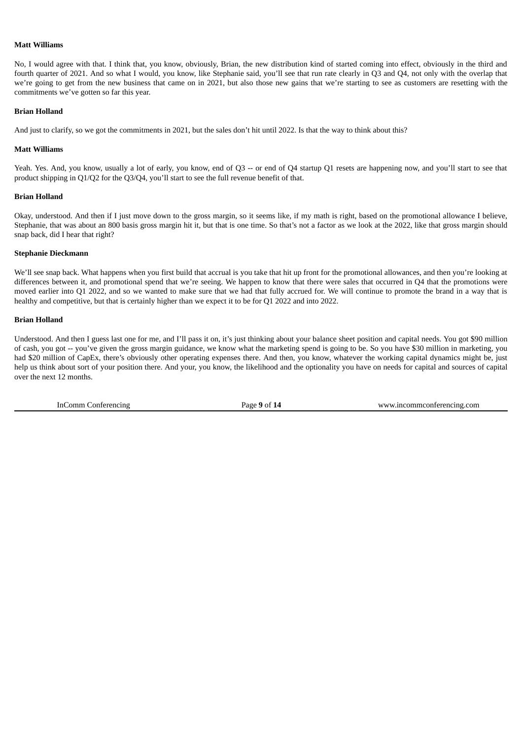**Matt Williams**

No, I would agree with that. I think that, you know, obviously, Brian, the new distribution kind of started coming into effect, obviously in the third and fourth quarter of 2021. And so what I would, you know, like Stephanie said, you'll see that run rate clearly in Q3 and Q4, not only with the overlap that we're going to get from the new business that came on in 2021, but also those new gains that we're starting to see as customers are resetting with the commitments we've gotten so far this year.

**Brian Holland**

And just to clarify, so we got the commitments in 2021, but the sales don't hit until 2022. Is that the way to think about this?

**Matt Williams**

Yeah. Yes. And, you know, usually a lot of early, you know, end of Q3 -- or end of Q4 startup Q1 resets are happening now, and you'll start to see that product shipping in Q1/Q2 for the Q3/Q4, you'll start to see the full revenue benefit of that.

**Brian Holland**

Okay, understood. And then if I just move down to the gross margin, so it seems like, if my math is right, based on the promotional allowance I believe, Stephanie, that was about an 800 basis gross margin hit it, but that is one time. So that's not a factor as we look at the 2022, like that gross margin should snap back, did I hear that right?

**Stephanie Dieckmann**

We'll see snap back. What happens when you first build that accrual is you take that hit up front for the promotional allowances, and then you're looking at differences between it, and promotional spend that we're seeing. We happen to know that there were sales that occurred in Q4 that the promotions were moved earlier into Q1 2022, and so we wanted to make sure that we had that fully accrued for. We will continue to promote the brand in a way that is healthy and competitive, but that is certainly higher than we expect it to be for Q1 2022 and into 2022.

**Brian Holland**

Understood. And then I guess last one for me, and I'll pass it on, it's just thinking about your balance sheet position and capital needs. You got $90 million of cash, you got -- you've given the gross margin guidance, we know what the marketing spend is going to be. So you have $30 million in marketing, you had $20 million of CapEx, there's obviously other operating expenses there. And then, you know, whatever the working capital dynamics might be, just help us think about sort of your position there. And your, you know, the likelihood and the optionality you have on needs for capital and sources of capital over the next 12 months.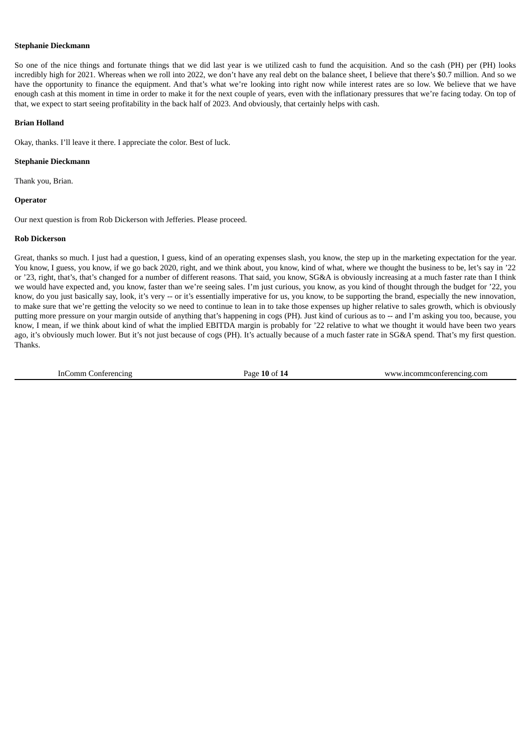**Stephanie Dieckmann**

So one of the nice things and fortunate things that we did last year is we utilized cash to fund the acquisition. And so the cash (PH) per (PH) looks incredibly high for 2021. Whereas when we roll into 2022, we don't have any real debt on the balance sheet, I believe that there's $0.7 million. And so we have the opportunity to finance the equipment. And that's what we're looking into right now while interest rates are so low. We believe that we have enough cash at this moment in time in order to make it for the next couple of years, even with the inflationary pressures that we're facing today. On top of that, we expect to start seeing profitability in the back half of 2023. And obviously, that certainly helps with cash.

**Brian Holland**

Okay, thanks. I'll leave it there. I appreciate the color. Best of luck.

**Stephanie Dieckmann**

Thank you, Brian.

**Operator**

Our next question is from Rob Dickerson with Jefferies. Please proceed.

**Rob Dickerson**

Great, thanks so much. I just had a question, I guess, kind of an operating expenses slash, you know, the step up in the marketing expectation for the year. You know, I guess, you know, if we go back 2020, right, and we think about, you know, kind of what, where we thought the business to be, let's say in '22 or '23, right, that's, that's changed for a number of different reasons. That said, you know, SG&A is obviously increasing at a much faster rate than I think we would have expected and, you know, faster than we're seeing sales. I'm just curious, you know, as you kind of thought through the budget for '22, you know, do you just basically say, look, it's very -- or it's essentially imperative for us, you know, to be supporting the brand, especially the new innovation, to make sure that we're getting the velocity so we need to continue to lean in to take those expenses up higher relative to sales growth, which is obviously putting more pressure on your margin outside of anything that's happening in cogs (PH). Just kind of curious as to -- and I'm asking you too, because, you know, I mean, if we think about kind of what the implied EBITDA margin is probably for '22 relative to what we thought it would have been two years ago, it's obviously much lower. But it's not just because of cogs (PH). It's actually because of a much faster rate in SG&A spend. That's my first question. Thanks.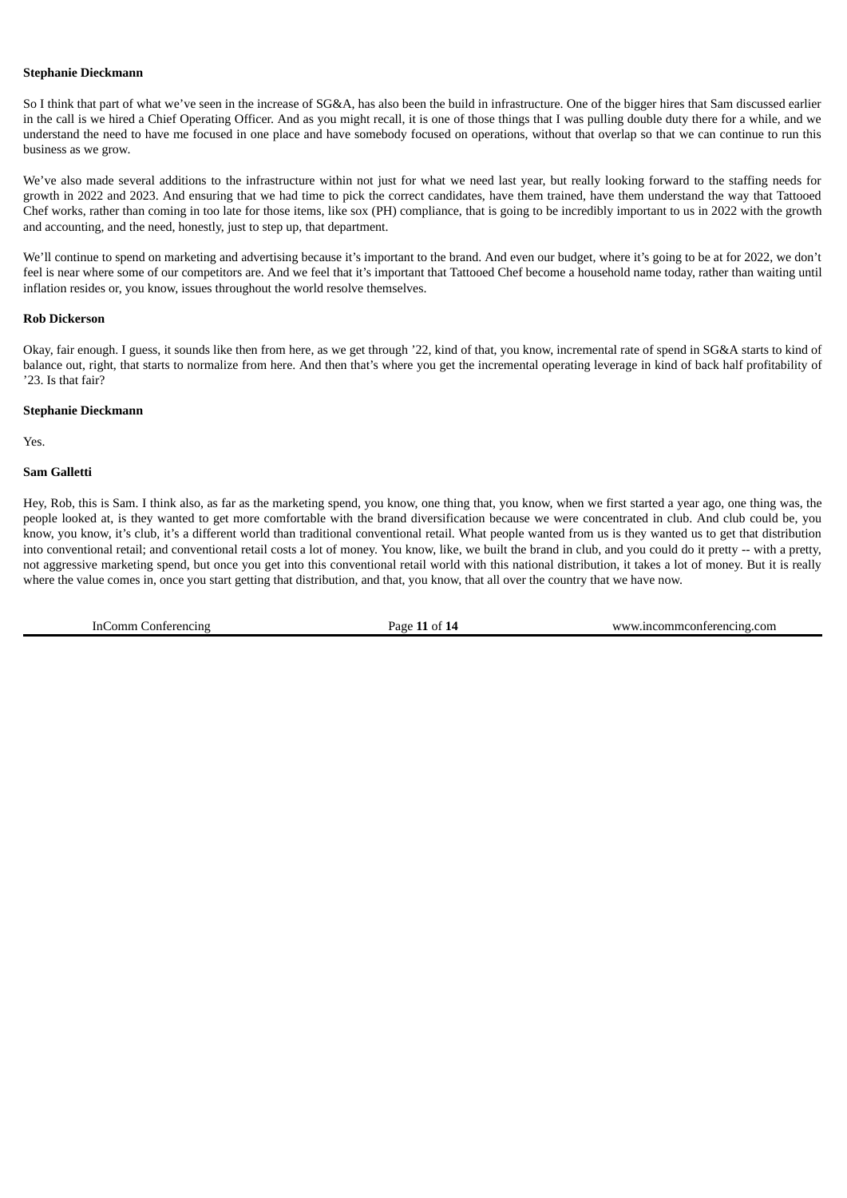**Stephanie Dieckmann**

So I think that part of what we've seen in the increase of SG&A, has also been the build in infrastructure. One of the bigger hires that Sam discussed earlier in the call is we hired a Chief Operating Officer. And as you might recall, it is one of those things that I was pulling double duty there for a while, and we understand the need to have me focused in one place and have somebody focused on operations, without that overlap so that we can continue to run this business as we grow.

We've also made several additions to the infrastructure within not just for what we need last year, but really looking forward to the staffing needs for growth in 2022 and 2023. And ensuring that we had time to pick the correct candidates, have them trained, have them understand the way that Tattooed Chef works, rather than coming in too late for those items, like sox (PH) compliance, that is going to be incredibly important to us in 2022 with the growth and accounting, and the need, honestly, just to step up, that department.

We'll continue to spend on marketing and advertising because it's important to the brand. And even our budget, where it's going to be at for 2022, we don't feel is near where some of our competitors are. And we feel that it's important that Tattooed Chef become a household name today, rather than waiting until inflation resides or, you know, issues throughout the world resolve themselves.

**Rob Dickerson**

Okay, fair enough. I guess, it sounds like then from here, as we get through '22, kind of that, you know, incremental rate of spend in SG&A starts to kind of balance out, right, that starts to normalize from here. And then that's where you get the incremental operating leverage in kind of back half profitability of '23. Is that fair?

**Stephanie Dieckmann**

Yes.

**Sam Galletti**

Hey, Rob, this is Sam. I think also, as far as the marketing spend, you know, one thing that, you know, when we first started a year ago, one thing was, the people looked at, is they wanted to get more comfortable with the brand diversification because we were concentrated in club. And club could be, you know, you know, it's club, it's a different world than traditional conventional retail. What people wanted from us is they wanted us to get that distribution into conventional retail; and conventional retail costs a lot of money. You know, like, we built the brand in club, and you could do it pretty -- with a pretty, not aggressive marketing spend, but once you get into this conventional retail world with this national distribution, it takes a lot of money. But it is really where the value comes in, once you start getting that distribution, and that, you know, that all over the country that we have now.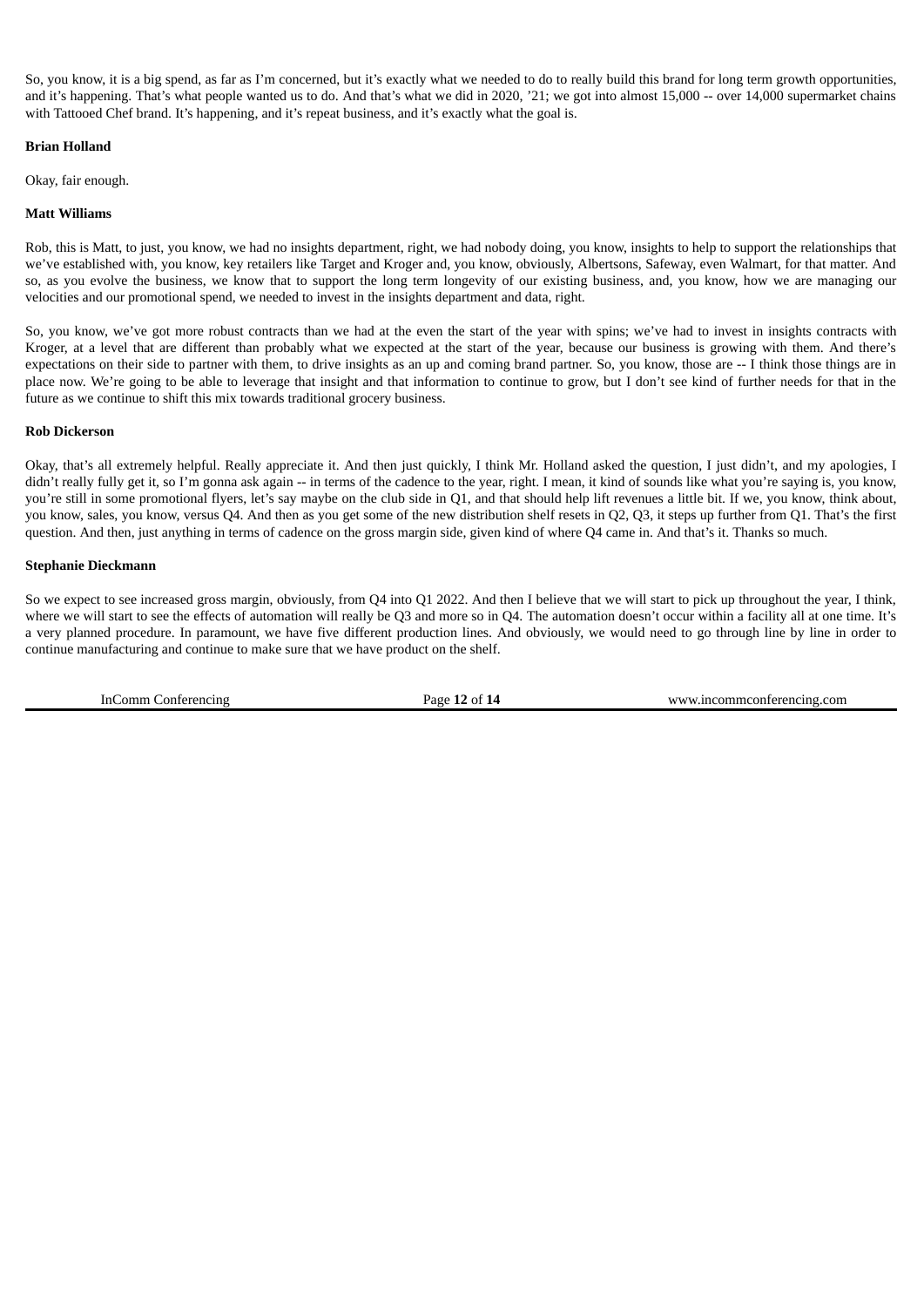So, you know, it is a big spend, as far as I'm concerned, but it's exactly what we needed to do to really build this brand for long term growth opportunities, and it's happening. That's what people wanted us to do. And that's what we did in 2020, '21; we got into almost 15,000 -- over 14,000 supermarket chains with Tattooed Chef brand. It's happening, and it's repeat business, and it's exactly what the goal is.

**Brian Holland**

Okay, fair enough.

**Matt Williams**

Rob, this is Matt, to just, you know, we had no insights department, right, we had nobody doing, you know, insights to help to support the relationships that we've established with, you know, key retailers like Target and Kroger and, you know, obviously, Albertsons, Safeway, even Walmart, for that matter. And so, as you evolve the business, we know that to support the long term longevity of our existing business, and, you know, how we are managing our velocities and our promotional spend, we needed to invest in the insights department and data, right.

So, you know, we've got more robust contracts than we had at the even the start of the year with spins; we've had to invest in insights contracts with Kroger, at a level that are different than probably what we expected at the start of the year, because our business is growing with them. And there's expectations on their side to partner with them, to drive insights as an up and coming brand partner. So, you know, those are -- I think those things are in place now. We're going to be able to leverage that insight and that information to continue to grow, but I don't see kind of further needs for that in the future as we continue to shift this mix towards traditional grocery business.

**Rob Dickerson**

Okay, that's all extremely helpful. Really appreciate it. And then just quickly, I think Mr. Holland asked the question, I just didn't, and my apologies, I didn't really fully get it, so I'm gonna ask again -- in terms of the cadence to the year, right. I mean, it kind of sounds like what you're saying is, you know, you're still in some promotional flyers, let's say maybe on the club side in Q1, and that should help lift revenues a little bit. If we, you know, think about, you know, sales, you know, versus Q4. And then as you get some of the new distribution shelf resets in Q2, Q3, it steps up further from Q1. That's the first question. And then, just anything in terms of cadence on the gross margin side, given kind of where Q4 came in. And that's it. Thanks so much.

**Stephanie Dieckmann**

So we expect to see increased gross margin, obviously, from Q4 into Q1 2022. And then I believe that we will start to pick up throughout the year, I think, where we will start to see the effects of automation will really be Q3 and more so in Q4. The automation doesn't occur within a facility all at one time. It's a very planned procedure. In paramount, we have five different production lines. And obviously, we would need to go through line by line in order to continue manufacturing and continue to make sure that we have product on the shelf.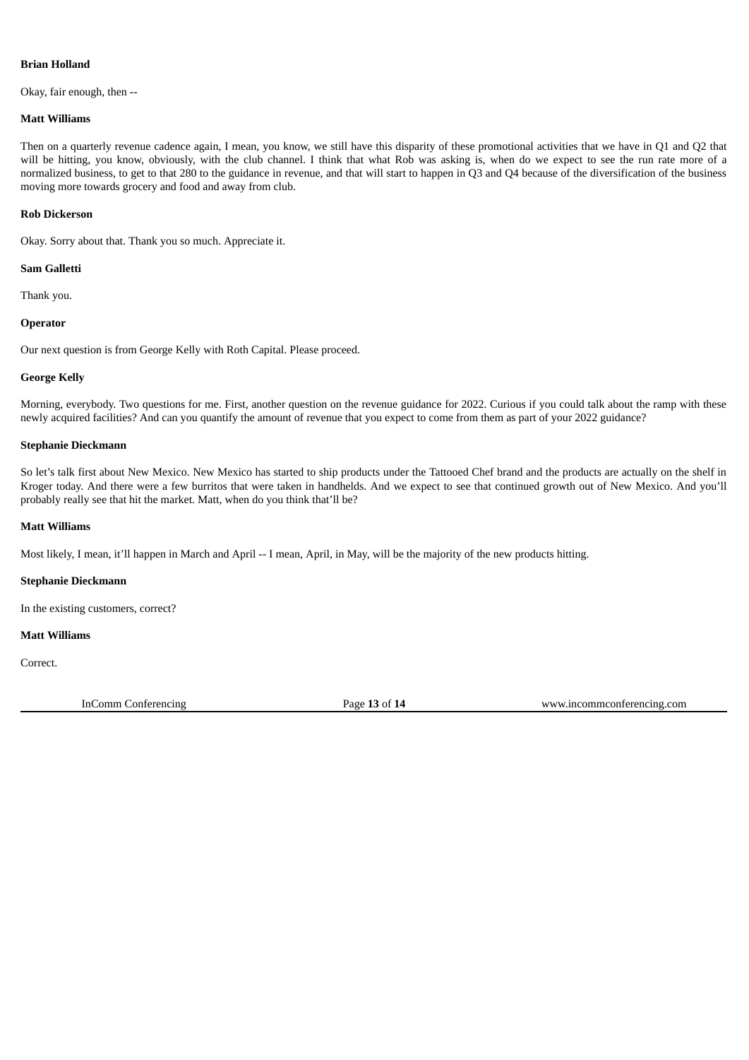**Brian Holland**

Okay, fair enough, then --

**Matt Williams**

Then on a quarterly revenue cadence again, I mean, you know, we still have this disparity of these promotional activities that we have in Q1 and Q2 that will be hitting, you know, obviously, with the club channel. I think that what Rob was asking is, when do we expect to see the run rate more of a normalized business, to get to that 280 to the guidance in revenue, and that will start to happen in Q3 and Q4 because of the diversification of the business moving more towards grocery and food and away from club.

**Rob Dickerson**

Okay. Sorry about that. Thank you so much. Appreciate it.

**Sam Galletti**

Thank you.

**Operator**

Our next question is from George Kelly with Roth Capital. Please proceed.

**George Kelly**

Morning, everybody. Two questions for me. First, another question on the revenue guidance for 2022. Curious if you could talk about the ramp with these newly acquired facilities? And can you quantify the amount of revenue that you expect to come from them as part of your 2022 guidance?

**Stephanie Dieckmann**

So let's talk first about New Mexico. New Mexico has started to ship products under the Tattooed Chef brand and the products are actually on the shelf in Kroger today. And there were a few burritos that were taken in handhelds. And we expect to see that continued growth out of New Mexico. And you'll probably really see that hit the market. Matt, when do you think that'll be?

**Matt Williams**

Most likely, I mean, it'll happen in March and April -- I mean, April, in May, will be the majority of the new products hitting.

**Stephanie Dieckmann**

In the existing customers, correct?

**Matt Williams**

Correct.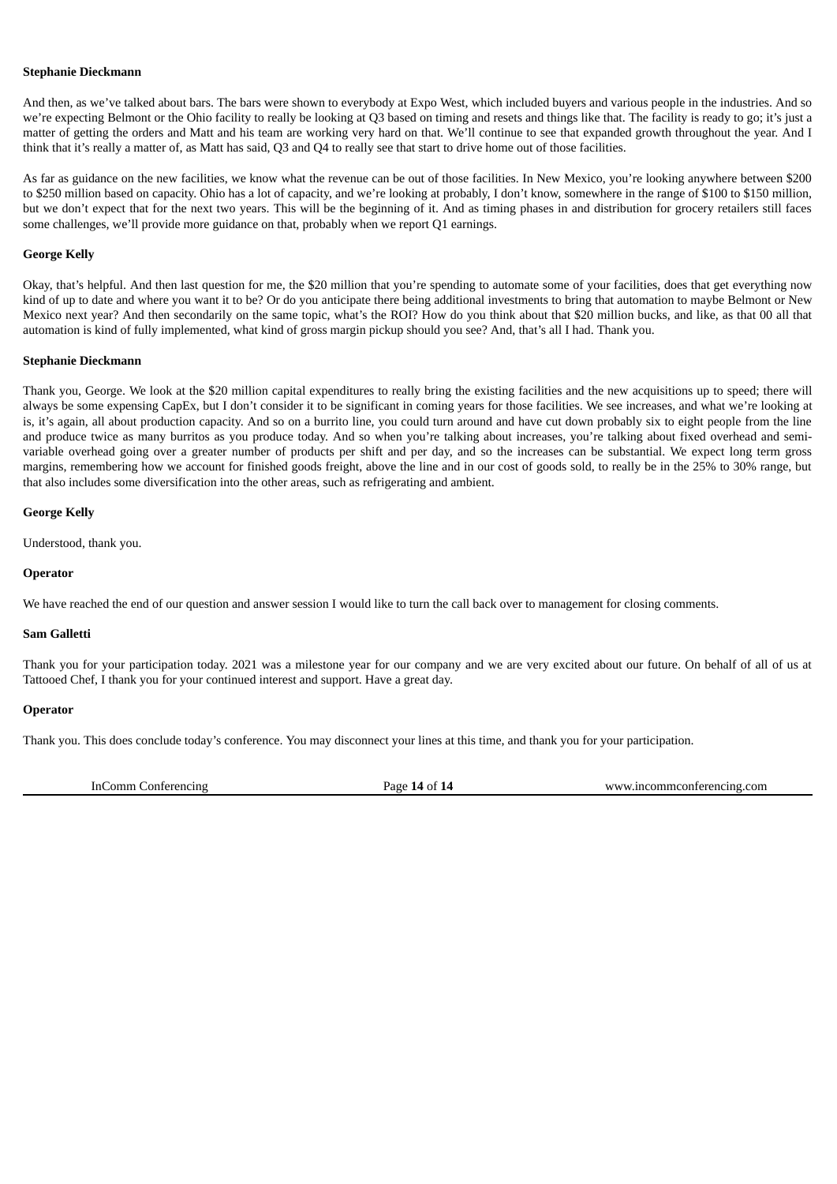**Stephanie Dieckmann**

And then, as we've talked about bars. The bars were shown to everybody at Expo West, which included buyers and various people in the industries. And so we're expecting Belmont or the Ohio facility to really be looking at Q3 based on timing and resets and things like that. The facility is ready to go; it's just a matter of getting the orders and Matt and his team are working very hard on that. We'll continue to see that expanded growth throughout the year. And I think that it's really a matter of, as Matt has said, Q3 and Q4 to really see that start to drive home out of those facilities.

As far as guidance on the new facilities, we know what the revenue can be out of those facilities. In New Mexico, you're looking anywhere between $200 to $250 million based on capacity. Ohio has a lot of capacity, and we're looking at probably, I don't know, somewhere in the range of $100 to $150 million, but we don't expect that for the next two years. This will be the beginning of it. And as timing phases in and distribution for grocery retailers still faces some challenges, we'll provide more guidance on that, probably when we report Q1 earnings.

**George Kelly**

Okay, that's helpful. And then last question for me, the $20 million that you're spending to automate some of your facilities, does that get everything now kind of up to date and where you want it to be? Or do you anticipate there being additional investments to bring that automation to maybe Belmont or New Mexico next year? And then secondarily on the same topic, what's the ROI? How do you think about that $20 million bucks, and like, as that 00 all that automation is kind of fully implemented, what kind of gross margin pickup should you see? And, that's all I had. Thank you.

**Stephanie Dieckmann**

Thank you, George. We look at the $20 million capital expenditures to really bring the existing facilities and the new acquisitions up to speed; there will always be some expensing CapEx, but I don't consider it to be significant in coming years for those facilities. We see increases, and what we're looking at is, it's again, all about production capacity. And so on a burrito line, you could turn around and have cut down probably six to eight people from the line and produce twice as many burritos as you produce today. And so when you're talking about increases, you're talking about fixed overhead and semi-variable overhead going over a greater number of products per shift and per day, and so the increases can be substantial. We expect long term gross margins, remembering how we account for finished goods freight, above the line and in our cost of goods sold, to really be in the 25% to 30% range, but that also includes some diversification into the other areas, such as refrigerating and ambient.

**George Kelly**

Understood, thank you.

**Operator**

We have reached the end of our question and answer session I would like to turn the call back over to management for closing comments.

**Sam Galletti**

Thank you for your participation today. 2021 was a milestone year for our company and we are very excited about our future. On behalf of all of us at Tattooed Chef, I thank you for your continued interest and support. Have a great day.

**Operator**

Thank you. This does conclude today's conference. You may disconnect your lines at this time, and thank you for your participation.